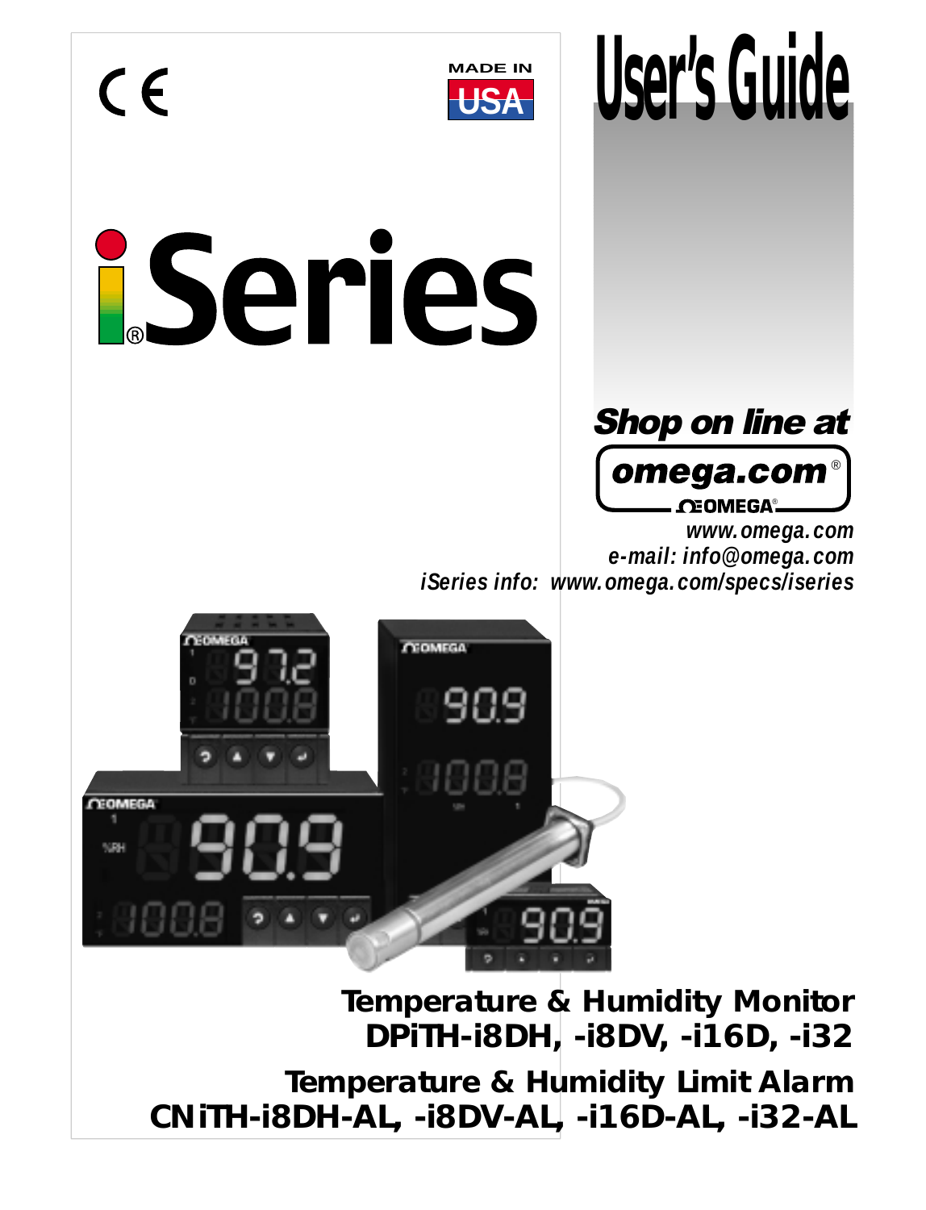# User's Guide

MADE IN USA

# iSeries®

**Shop on line at**

**omega.com®**

**OMEGA®**

*www.omega.com*

*e-mail: info@omega.com*

*iSeries info: www.omega.com/specs/iseries*

## Temperature & Humidity Monitor
## DPiTH-i8DH, -i8DV, -i16D, -i32

## Temperature & Humidity Limit Alarm
## CNiTH-i8DH-AL, -i8DV-AL, -i16D-AL, -i32-AL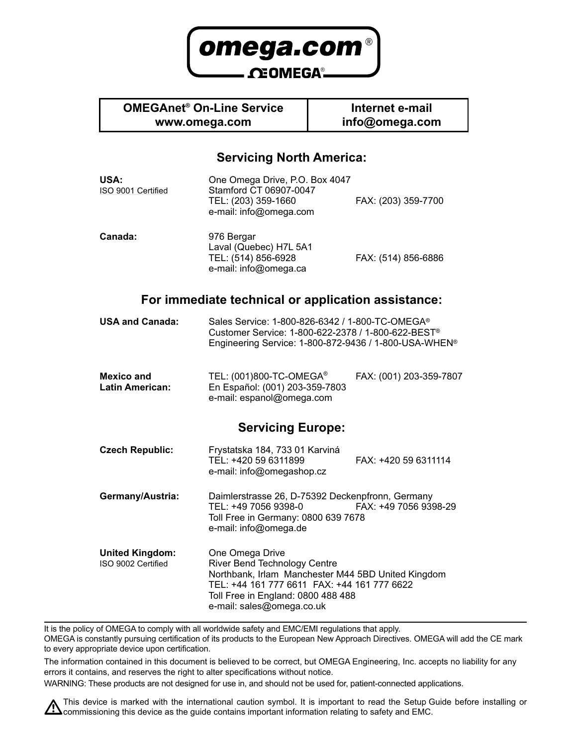**omega.com®**

**OMEGA®**

| OMEGAnet® On-Line Service www.omega.com | Internet e-mail info@omega.com |
|---|---|

## Servicing North America:

**USA:**
ISO 9001 Certified

One Omega Drive, P.O. Box 4047
Stamford CT 06907-0047
TEL: (203) 359-1660 FAX: (203) 359-7700
e-mail: info@omega.com

**Canada:**

976 Bergar
Laval (Quebec) H7L 5A1
TEL: (514) 856-6928 FAX: (514) 856-6886
e-mail: info@omega.ca

## For immediate technical or application assistance:

**USA and Canada:**

Sales Service: 1-800-826-6342 / 1-800-TC-OMEGA®
Customer Service: 1-800-622-2378 / 1-800-622-BEST®
Engineering Service: 1-800-872-9436 / 1-800-USA-WHEN®

**Mexico and Latin American:**

TEL: (001)800-TC-OMEGA® FAX: (001) 203-359-7807
En Español: (001) 203-359-7803
e-mail: espanol@omega.com

## Servicing Europe:

**Czech Republic:**

Frystatska 184, 733 01 Karviná
TEL: +420 59 6311899 FAX: +420 59 6311114
e-mail: info@omegashop.cz

**Germany/Austria:**

Daimlerstrasse 26, D-75392 Deckenpfronn, Germany
TEL: +49 7056 9398-0 FAX: +49 7056 9398-29
Toll Free in Germany: 0800 639 7678
e-mail: info@omega.de

**United Kingdom:**
ISO 9002 Certified

One Omega Drive
River Bend Technology Centre
Northbank, Irlam Manchester M44 5BD United Kingdom
TEL: +44 161 777 6611 FAX: +44 161 777 6622
Toll Free in England: 0800 488 488
e-mail: sales@omega.co.uk

---

It is the policy of OMEGA to comply with all worldwide safety and EMC/EMI regulations that apply.
OMEGA is constantly pursuing certification of its products to the European New Approach Directives. OMEGA will add the CE mark to every appropriate device upon certification.

The information contained in this document is believed to be correct, but OMEGA Engineering, Inc. accepts no liability for any errors it contains, and reserves the right to alter specifications without notice.

WARNING: These products are not designed for use in, and should not be used for, patient-connected applications.

⚠ This device is marked with the international caution symbol. It is important to read the Setup Guide before installing or commissioning this device as the guide contains important information relating to safety and EMC.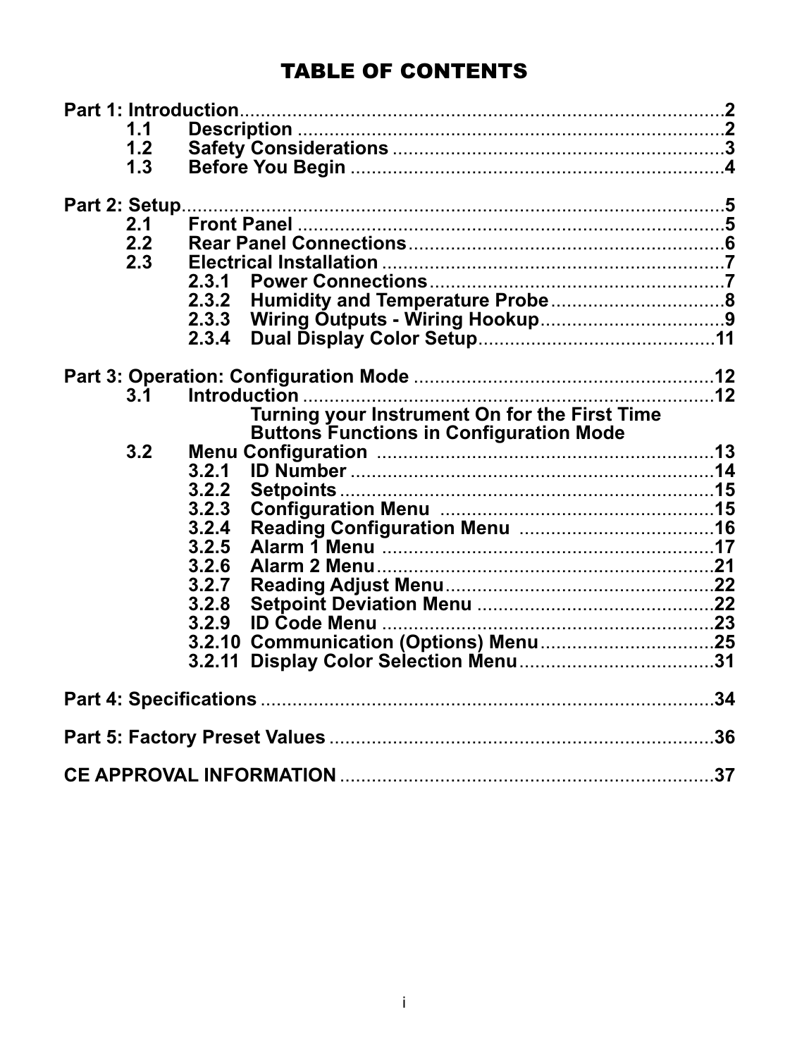# TABLE OF CONTENTS

**Part 1: Introduction** ............................................................................ 2

- 1.1 Description ............................................................................ 2
- 1.2 Safety Considerations ............................................................................ 3
- 1.3 Before You Begin ............................................................................ 4

**Part 2: Setup** ............................................................................ 5

- 2.1 Front Panel ............................................................................ 5
- 2.2 Rear Panel Connections ............................................................................ 6
- 2.3 Electrical Installation ............................................................................ 7
  - 2.3.1 Power Connections ............................................................................ 7
  - 2.3.2 Humidity and Temperature Probe ............................................................................ 8
  - 2.3.3 Wiring Outputs - Wiring Hookup ............................................................................ 9
  - 2.3.4 Dual Display Color Setup ............................................................................ 11

**Part 3: Operation: Configuration Mode** ............................................................................ 12

- 3.1 Introduction ............................................................................ 12
  - Turning your Instrument On for the First Time
  - Buttons Functions in Configuration Mode
- 3.2 Menu Configuration ............................................................................ 13
  - 3.2.1 ID Number ............................................................................ 14
  - 3.2.2 Setpoints ............................................................................ 15
  - 3.2.3 Configuration Menu ............................................................................ 15
  - 3.2.4 Reading Configuration Menu ............................................................................ 16
  - 3.2.5 Alarm 1 Menu ............................................................................ 17
  - 3.2.6 Alarm 2 Menu ............................................................................ 21
  - 3.2.7 Reading Adjust Menu ............................................................................ 22
  - 3.2.8 Setpoint Deviation Menu ............................................................................ 22
  - 3.2.9 ID Code Menu ............................................................................ 23
  - 3.2.10 Communication (Options) Menu ............................................................................ 25
  - 3.2.11 Display Color Selection Menu ............................................................................ 31

**Part 4: Specifications** ............................................................................ 34

**Part 5: Factory Preset Values** ............................................................................ 36

**CE APPROVAL INFORMATION** ............................................................................ 37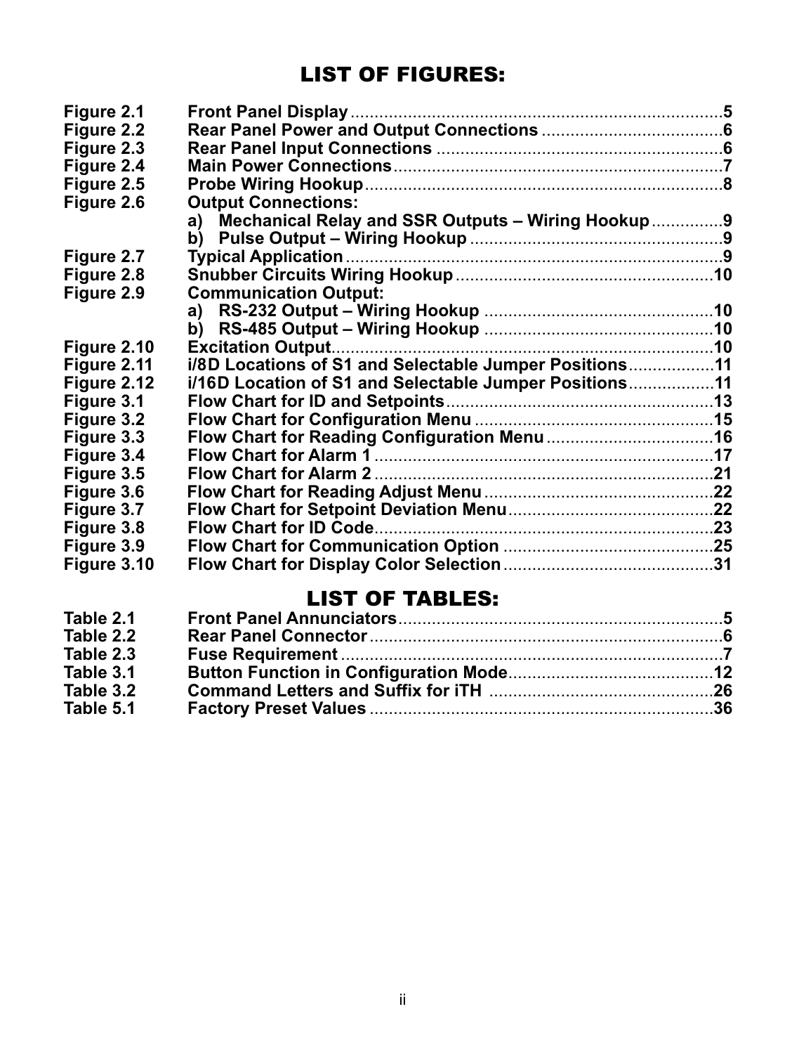# LIST OF FIGURES:

| | | |
|---|---|---|
| Figure 2.1 | Front Panel Display | 5 |
| Figure 2.2 | Rear Panel Power and Output Connections | 6 |
| Figure 2.3 | Rear Panel Input Connections | 6 |
| Figure 2.4 | Main Power Connections | 7 |
| Figure 2.5 | Probe Wiring Hookup | 8 |
| Figure 2.6 | Output Connections: | |
| | a) Mechanical Relay and SSR Outputs – Wiring Hookup | 9 |
| | b) Pulse Output – Wiring Hookup | 9 |
| Figure 2.7 | Typical Application | 9 |
| Figure 2.8 | Snubber Circuits Wiring Hookup | 10 |
| Figure 2.9 | Communication Output: | |
| | a) RS-232 Output – Wiring Hookup | 10 |
| | b) RS-485 Output – Wiring Hookup | 10 |
| Figure 2.10 | Excitation Output | 10 |
| Figure 2.11 | i/8D Locations of S1 and Selectable Jumper Positions | 11 |
| Figure 2.12 | i/16D Location of S1 and Selectable Jumper Positions | 11 |
| Figure 3.1 | Flow Chart for ID and Setpoints | 13 |
| Figure 3.2 | Flow Chart for Configuration Menu | 15 |
| Figure 3.3 | Flow Chart for Reading Configuration Menu | 16 |
| Figure 3.4 | Flow Chart for Alarm 1 | 17 |
| Figure 3.5 | Flow Chart for Alarm 2 | 21 |
| Figure 3.6 | Flow Chart for Reading Adjust Menu | 22 |
| Figure 3.7 | Flow Chart for Setpoint Deviation Menu | 22 |
| Figure 3.8 | Flow Chart for ID Code | 23 |
| Figure 3.9 | Flow Chart for Communication Option | 25 |
| Figure 3.10 | Flow Chart for Display Color Selection | 31 |

# LIST OF TABLES:

| | | |
|---|---|---|
| Table 2.1 | Front Panel Annunciators | 5 |
| Table 2.2 | Rear Panel Connector | 6 |
| Table 2.3 | Fuse Requirement | 7 |
| Table 3.1 | Button Function in Configuration Mode | 12 |
| Table 3.2 | Command Letters and Suffix for iTH | 26 |
| Table 5.1 | Factory Preset Values | 36 |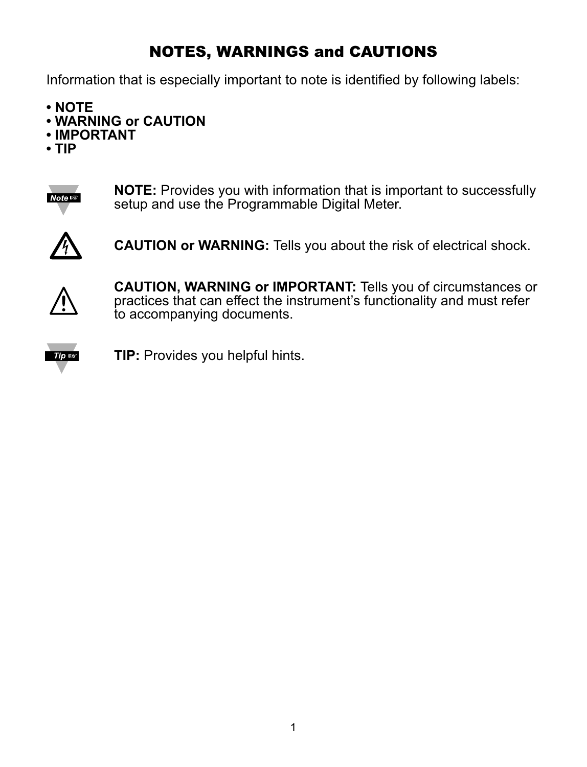# NOTES, WARNINGS and CAUTIONS

Information that is especially important to note is identified by following labels:

- **NOTE**
- **WARNING or CAUTION**
- **IMPORTANT**
- **TIP**

**NOTE:** Provides you with information that is important to successfully setup and use the Programmable Digital Meter.

**CAUTION or WARNING:** Tells you about the risk of electrical shock.

**CAUTION, WARNING or IMPORTANT:** Tells you of circumstances or practices that can effect the instrument's functionality and must refer to accompanying documents.

**TIP:** Provides you helpful hints.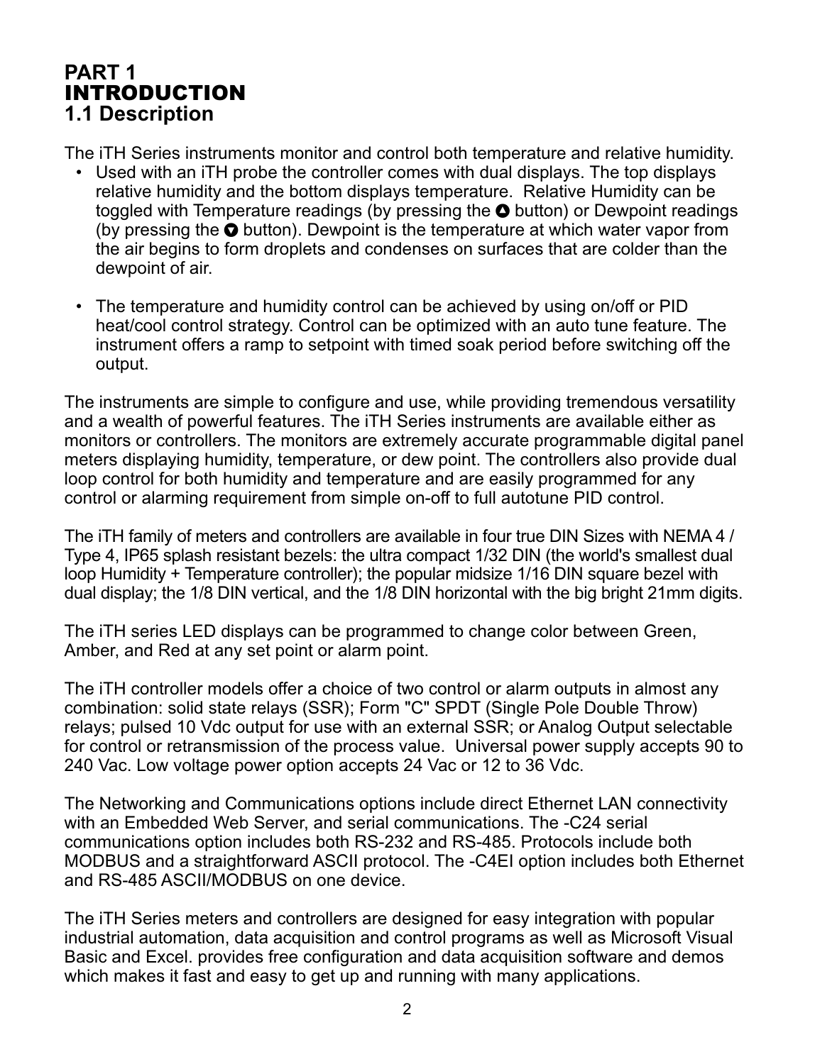# PART 1
# INTRODUCTION
## 1.1 Description

The iTH Series instruments monitor and control both temperature and relative humidity.

- Used with an iTH probe the controller comes with dual displays. The top displays relative humidity and the bottom displays temperature. Relative Humidity can be toggled with Temperature readings (by pressing the ▲ button) or Dewpoint readings (by pressing the ▼ button). Dewpoint is the temperature at which water vapor from the air begins to form droplets and condenses on surfaces that are colder than the dewpoint of air.

- The temperature and humidity control can be achieved by using on/off or PID heat/cool control strategy. Control can be optimized with an auto tune feature. The instrument offers a ramp to setpoint with timed soak period before switching off the output.

The instruments are simple to configure and use, while providing tremendous versatility and a wealth of powerful features. The iTH Series instruments are available either as monitors or controllers. The monitors are extremely accurate programmable digital panel meters displaying humidity, temperature, or dew point. The controllers also provide dual loop control for both humidity and temperature and are easily programmed for any control or alarming requirement from simple on-off to full autotune PID control.

The iTH family of meters and controllers are available in four true DIN Sizes with NEMA 4 / Type 4, IP65 splash resistant bezels: the ultra compact 1/32 DIN (the world's smallest dual loop Humidity + Temperature controller); the popular midsize 1/16 DIN square bezel with dual display; the 1/8 DIN vertical, and the 1/8 DIN horizontal with the big bright 21mm digits.

The iTH series LED displays can be programmed to change color between Green, Amber, and Red at any set point or alarm point.

The iTH controller models offer a choice of two control or alarm outputs in almost any combination: solid state relays (SSR); Form "C" SPDT (Single Pole Double Throw) relays; pulsed 10 Vdc output for use with an external SSR; or Analog Output selectable for control or retransmission of the process value. Universal power supply accepts 90 to 240 Vac. Low voltage power option accepts 24 Vac or 12 to 36 Vdc.

The Networking and Communications options include direct Ethernet LAN connectivity with an Embedded Web Server, and serial communications. The -C24 serial communications option includes both RS-232 and RS-485. Protocols include both MODBUS and a straightforward ASCII protocol. The -C4EI option includes both Ethernet and RS-485 ASCII/MODBUS on one device.

The iTH Series meters and controllers are designed for easy integration with popular industrial automation, data acquisition and control programs as well as Microsoft Visual Basic and Excel. provides free configuration and data acquisition software and demos which makes it fast and easy to get up and running with many applications.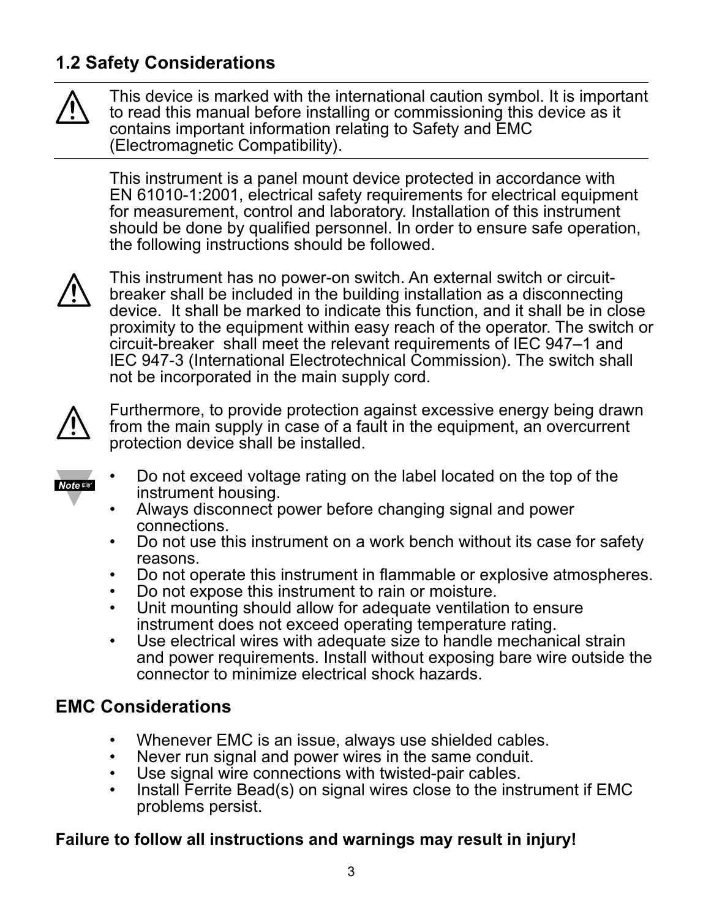## 1.2 Safety Considerations

---

⚠ This device is marked with the international caution symbol. It is important to read this manual before installing or commissioning this device as it contains important information relating to Safety and EMC (Electromagnetic Compatibility).

---

This instrument is a panel mount device protected in accordance with EN 61010-1:2001, electrical safety requirements for electrical equipment for measurement, control and laboratory. Installation of this instrument should be done by qualified personnel. In order to ensure safe operation, the following instructions should be followed.

⚠ This instrument has no power-on switch. An external switch or circuit-breaker shall be included in the building installation as a disconnecting device. It shall be marked to indicate this function, and it shall be in close proximity to the equipment within easy reach of the operator. The switch or circuit-breaker shall meet the relevant requirements of IEC 947–1 and IEC 947-3 (International Electrotechnical Commission). The switch shall not be incorporated in the main supply cord.

⚠ Furthermore, to provide protection against excessive energy being drawn from the main supply in case of a fault in the equipment, an overcurrent protection device shall be installed.

**Note**

- Do not exceed voltage rating on the label located on the top of the instrument housing.
- Always disconnect power before changing signal and power connections.
- Do not use this instrument on a work bench without its case for safety reasons.
- Do not operate this instrument in flammable or explosive atmospheres.
- Do not expose this instrument to rain or moisture.
- Unit mounting should allow for adequate ventilation to ensure instrument does not exceed operating temperature rating.
- Use electrical wires with adequate size to handle mechanical strain and power requirements. Install without exposing bare wire outside the connector to minimize electrical shock hazards.

### EMC Considerations

- Whenever EMC is an issue, always use shielded cables.
- Never run signal and power wires in the same conduit.
- Use signal wire connections with twisted-pair cables.
- Install Ferrite Bead(s) on signal wires close to the instrument if EMC problems persist.

**Failure to follow all instructions and warnings may result in injury!**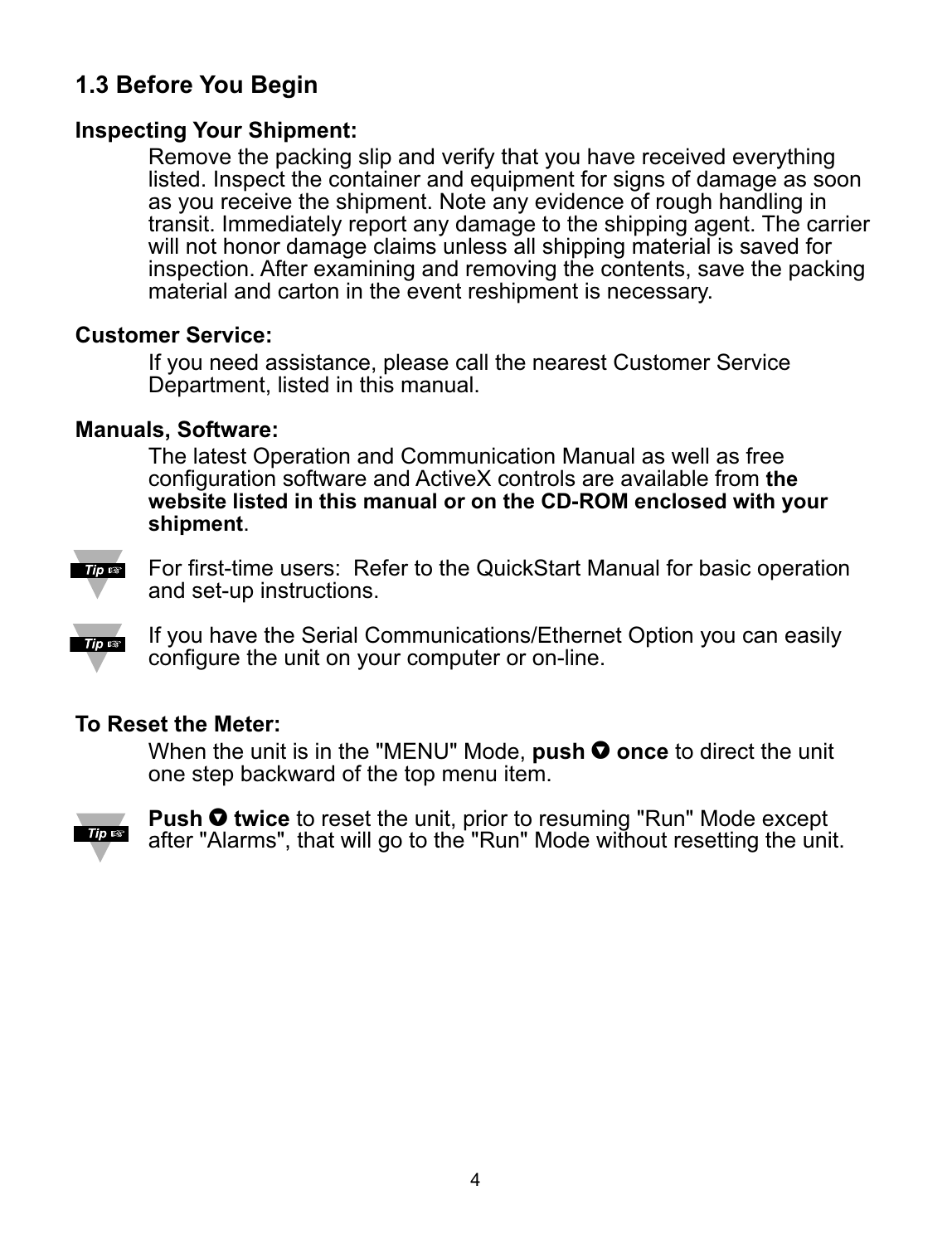## 1.3 Before You Begin

**Inspecting Your Shipment:**

Remove the packing slip and verify that you have received everything listed. Inspect the container and equipment for signs of damage as soon as you receive the shipment. Note any evidence of rough handling in transit. Immediately report any damage to the shipping agent. The carrier will not honor damage claims unless all shipping material is saved for inspection. After examining and removing the contents, save the packing material and carton in the event reshipment is necessary.

**Customer Service:**

If you need assistance, please call the nearest Customer Service Department, listed in this manual.

**Manuals, Software:**

The latest Operation and Communication Manual as well as free configuration software and ActiveX controls are available from **the website listed in this manual or on the CD-ROM enclosed with your shipment**.

*Tip* ☞ For first-time users: Refer to the QuickStart Manual for basic operation and set-up instructions.

*Tip* ☞ If you have the Serial Communications/Ethernet Option you can easily configure the unit on your computer or on-line.

**To Reset the Meter:**

When the unit is in the "MENU" Mode, **push ▼ once** to direct the unit one step backward of the top menu item.

*Tip* ☞ **Push ▼ twice** to reset the unit, prior to resuming "Run" Mode except after "Alarms", that will go to the "Run" Mode without resetting the unit.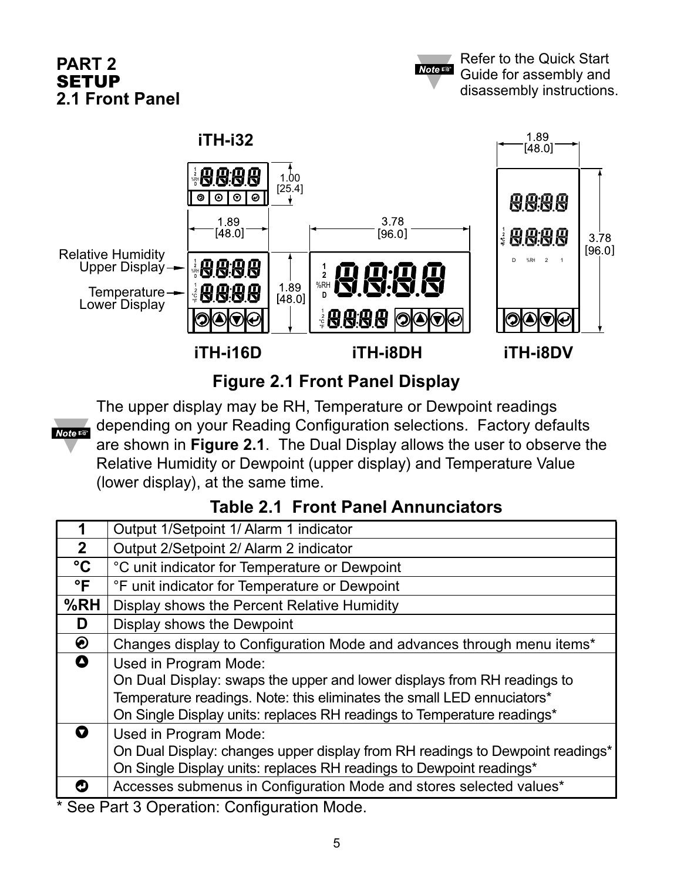# PART 2
# SETUP
## 2.1 Front Panel

**Note** Refer to the Quick Start Guide for assembly and disassembly instructions.

iTH-i32

1.00 [25.4]

1.89 [48.0]

3.78 [96.0]

1.89 [48.0]

3.78 [96.0]

Relative Humidity Upper Display

Temperature Lower Display

1.89 [48.0]

iTH-i16D iTH-i8DH iTH-i8DV

**Figure 2.1 Front Panel Display**

**Note** The upper display may be RH, Temperature or Dewpoint readings depending on your Reading Configuration selections. Factory defaults are shown in **Figure 2.1**. The Dual Display allows the user to observe the Relative Humidity or Dewpoint (upper display) and Temperature Value (lower display), at the same time.

**Table 2.1 Front Panel Annunciators**

| | |
|---|---|
| **1** | Output 1/Setpoint 1/ Alarm 1 indicator |
| **2** | Output 2/Setpoint 2/ Alarm 2 indicator |
| **°C** | °C unit indicator for Temperature or Dewpoint |
| **°F** | °F unit indicator for Temperature or Dewpoint |
| **%RH** | Display shows the Percent Relative Humidity |
| **D** | Display shows the Dewpoint |
| ⟳ | Changes display to Configuration Mode and advances through menu items* |
| ▲ | Used in Program Mode:<br>On Dual Display: swaps the upper and lower displays from RH readings to Temperature readings. Note: this eliminates the small LED ennuciators*<br>On Single Display units: replaces RH readings to Temperature readings* |
| ▼ | Used in Program Mode:<br>On Dual Display: changes upper display from RH readings to Dewpoint readings*<br>On Single Display units: replaces RH readings to Dewpoint readings* |
| ↵ | Accesses submenus in Configuration Mode and stores selected values* |

* See Part 3 Operation: Configuration Mode.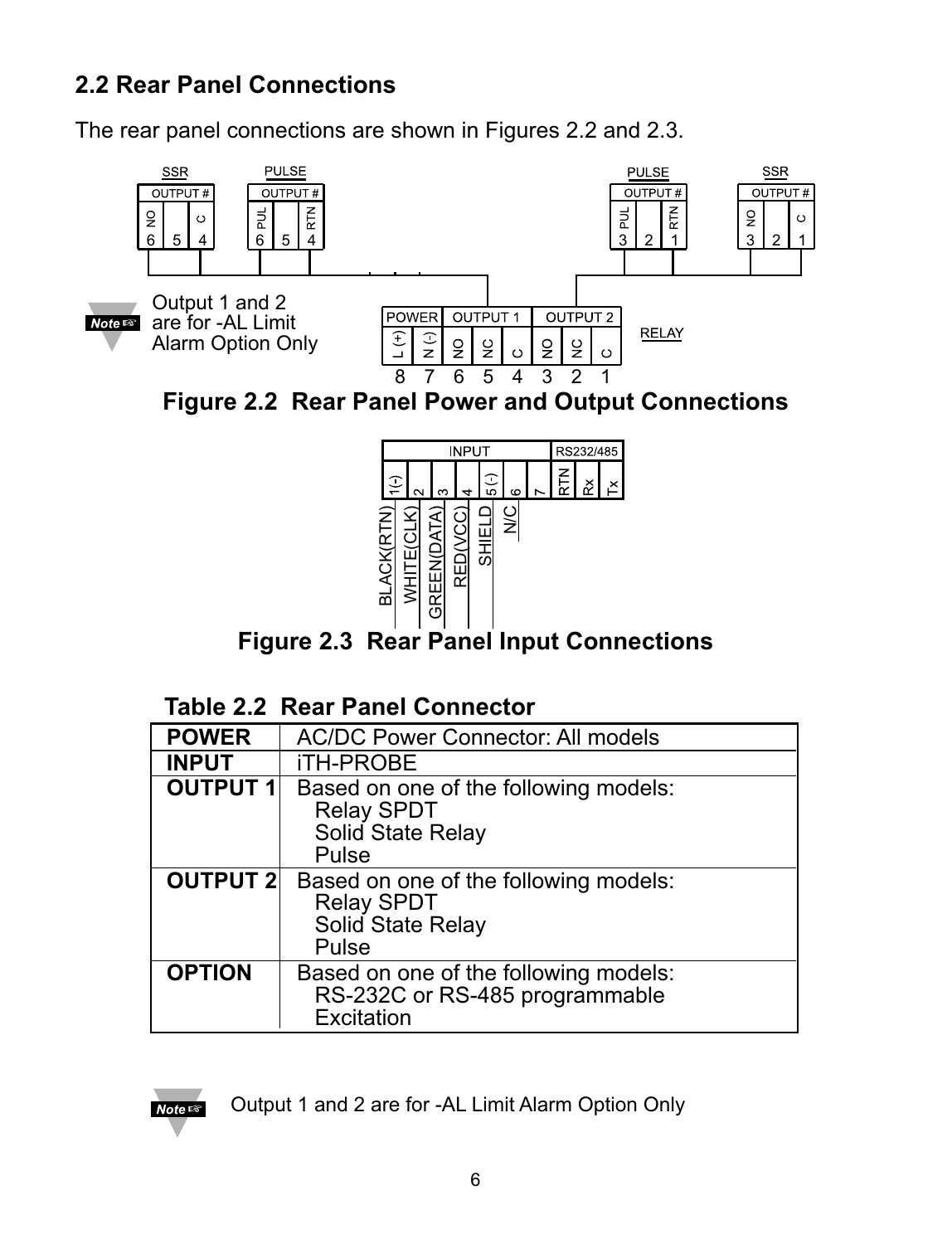## 2.2 Rear Panel Connections

The rear panel connections are shown in Figures 2.2 and 2.3.

Output 1 and 2 are for -AL Limit Alarm Option Only

**Figure 2.2 Rear Panel Power and Output Connections**

**Figure 2.3 Rear Panel Input Connections**

**Table 2.2 Rear Panel Connector**

| | |
|---|---|
| **POWER** | AC/DC Power Connector: All models |
| **INPUT** | iTH-PROBE |
| **OUTPUT 1** | Based on one of the following models:<br>Relay SPDT<br>Solid State Relay<br>Pulse |
| **OUTPUT 2** | Based on one of the following models:<br>Relay SPDT<br>Solid State Relay<br>Pulse |
| **OPTION** | Based on one of the following models:<br>RS-232C or RS-485 programmable<br>Excitation |

Output 1 and 2 are for -AL Limit Alarm Option Only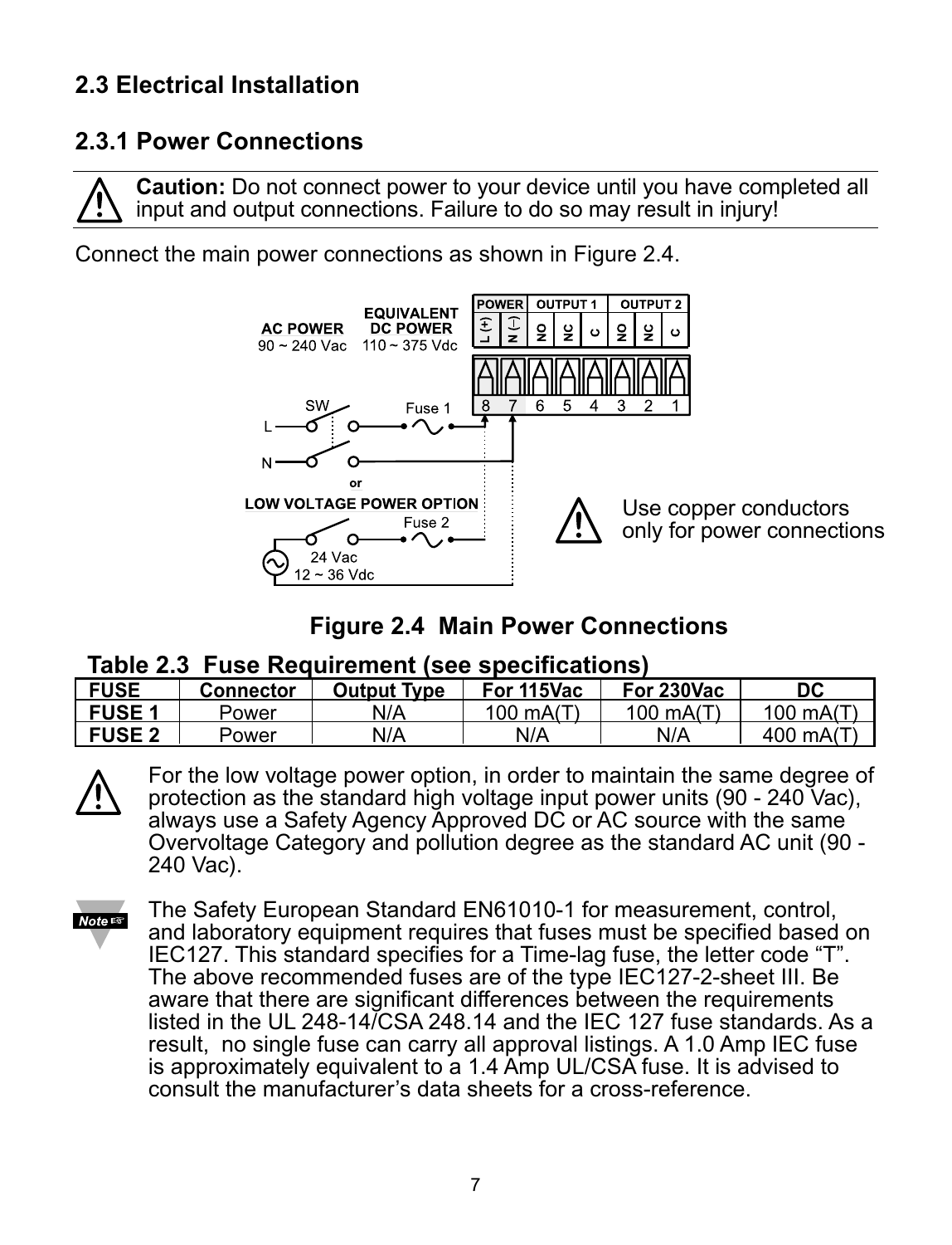## 2.3 Electrical Installation

### 2.3.1 Power Connections

**Caution:** Do not connect power to your device until you have completed all input and output connections. Failure to do so may result in injury!

Connect the main power connections as shown in Figure 2.4.

**Figure 2.4 Main Power Connections**

**Table 2.3 Fuse Requirement (see specifications)**

| FUSE | Connector | Output Type | For 115Vac | For 230Vac | DC |
|---|---|---|---|---|---|
| **FUSE 1** | Power | N/A | 100 mA(T) | 100 mA(T) | 100 mA(T) |
| **FUSE 2** | Power | N/A | N/A | N/A | 400 mA(T) |

For the low voltage power option, in order to maintain the same degree of protection as the standard high voltage input power units (90 - 240 Vac), always use a Safety Agency Approved DC or AC source with the same Overvoltage Category and pollution degree as the standard AC unit (90 - 240 Vac).

**Note** The Safety European Standard EN61010-1 for measurement, control, and laboratory equipment requires that fuses must be specified based on IEC127. This standard specifies for a Time-lag fuse, the letter code "T". The above recommended fuses are of the type IEC127-2-sheet III. Be aware that there are significant differences between the requirements listed in the UL 248-14/CSA 248.14 and the IEC 127 fuse standards. As a result, no single fuse can carry all approval listings. A 1.0 Amp IEC fuse is approximately equivalent to a 1.4 Amp UL/CSA fuse. It is advised to consult the manufacturer's data sheets for a cross-reference.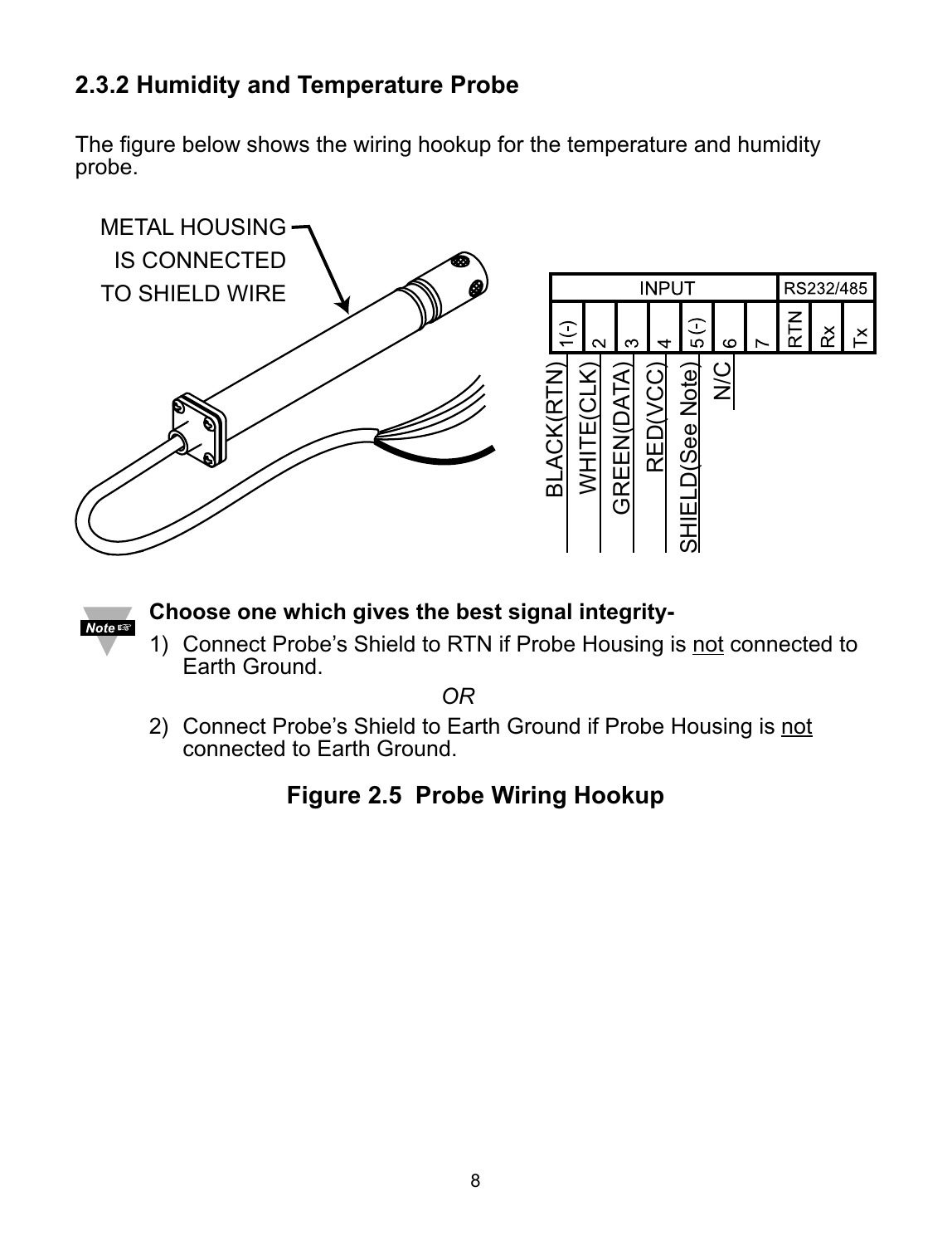### 2.3.2 Humidity and Temperature Probe

The figure below shows the wiring hookup for the temperature and humidity probe.

METAL HOUSING IS CONNECTED TO SHIELD WIRE

| INPUT | | | | | | | RS232/485 | | |
|---|---|---|---|---|---|---|---|---|---|
| 1(-) | 2 | 3 | 4 | 5 (-) | 6 | 7 | RTN | Rx | Tx |
| BLACK(RTN) | WHITE(CLK) | GREEN(DATA) | RED(VCC) | SHIELD(See Note) | N/C | | | | |

Note

**Choose one which gives the best signal integrity-**

1) Connect Probe's Shield to RTN if Probe Housing is not connected to Earth Ground.

*OR*

2) Connect Probe's Shield to Earth Ground if Probe Housing is not connected to Earth Ground.

**Figure 2.5 Probe Wiring Hookup**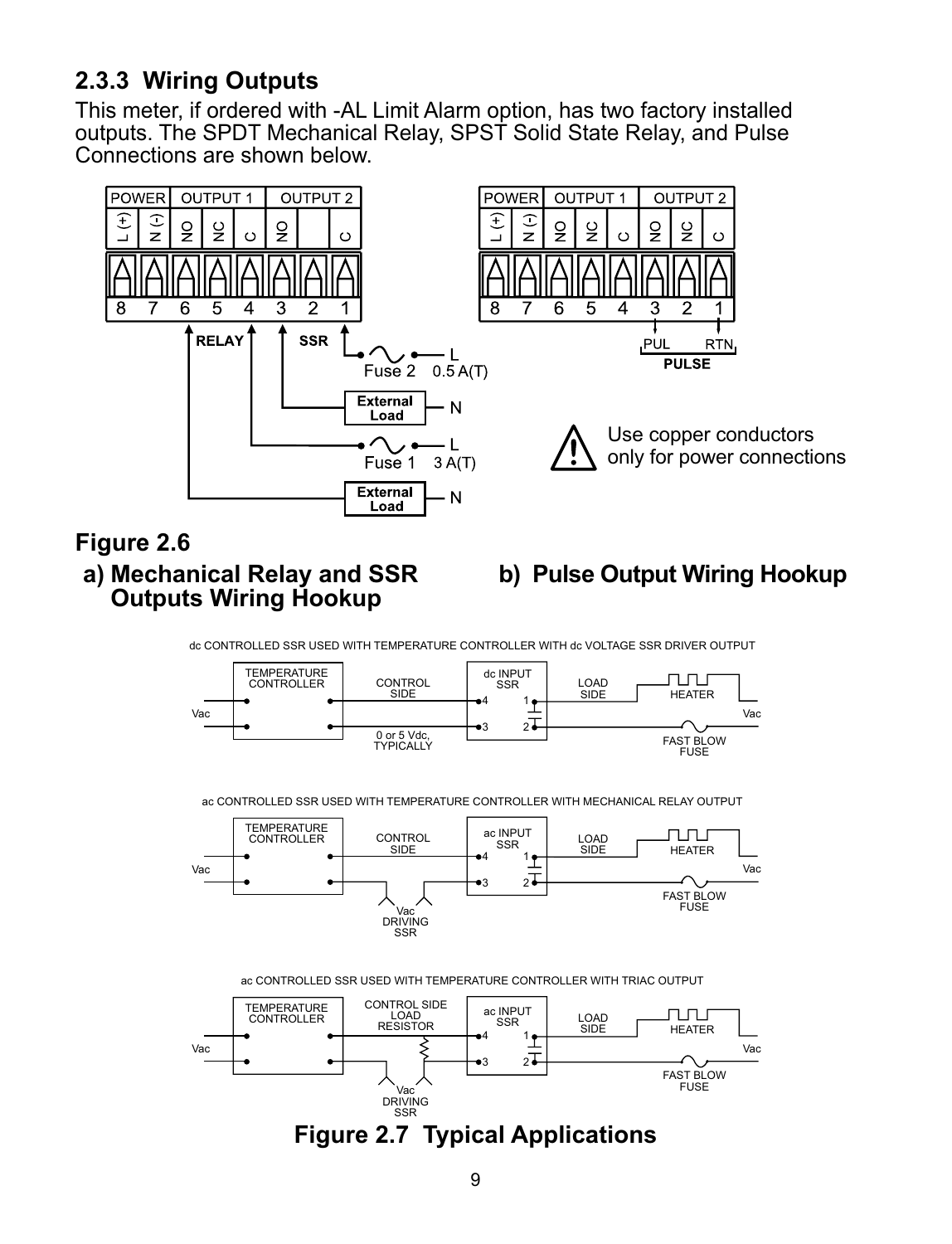### 2.3.3 Wiring Outputs

This meter, if ordered with -AL Limit Alarm option, has two factory installed outputs. The SPDT Mechanical Relay, SPST Solid State Relay, and Pulse Connections are shown below.

Use copper conductors only for power connections

**Figure 2.6**

**a) Mechanical Relay and SSR Outputs Wiring Hookup**

**b) Pulse Output Wiring Hookup**

**Figure 2.7 Typical Applications**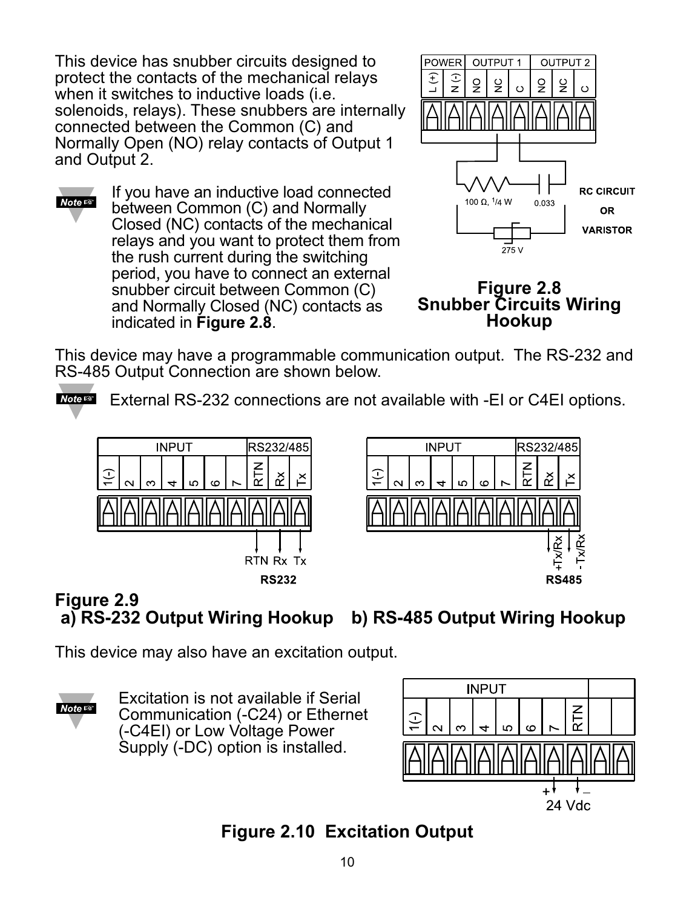This device has snubber circuits designed to protect the contacts of the mechanical relays when it switches to inductive loads (i.e. solenoids, relays). These snubbers are internally connected between the Common (C) and Normally Open (NO) relay contacts of Output 1 and Output 2.

**Note** If you have an inductive load connected between Common (C) and Normally Closed (NC) contacts of the mechanical relays and you want to protect them from the rush current during the switching period, you have to connect an external snubber circuit between Common (C) and Normally Closed (NC) contacts as indicated in **Figure 2.8**.

**Figure 2.8 Snubber Circuits Wiring Hookup**

This device may have a programmable communication output. The RS-232 and RS-485 Output Connection are shown below.

**Note** External RS-232 connections are not available with -EI or C4EI options.

**Figure 2.9**
**a) RS-232 Output Wiring Hookup b) RS-485 Output Wiring Hookup**

This device may also have an excitation output.

**Note** Excitation is not available if Serial Communication (-C24) or Ethernet (-C4EI) or Low Voltage Power Supply (-DC) option is installed.

**Figure 2.10 Excitation Output**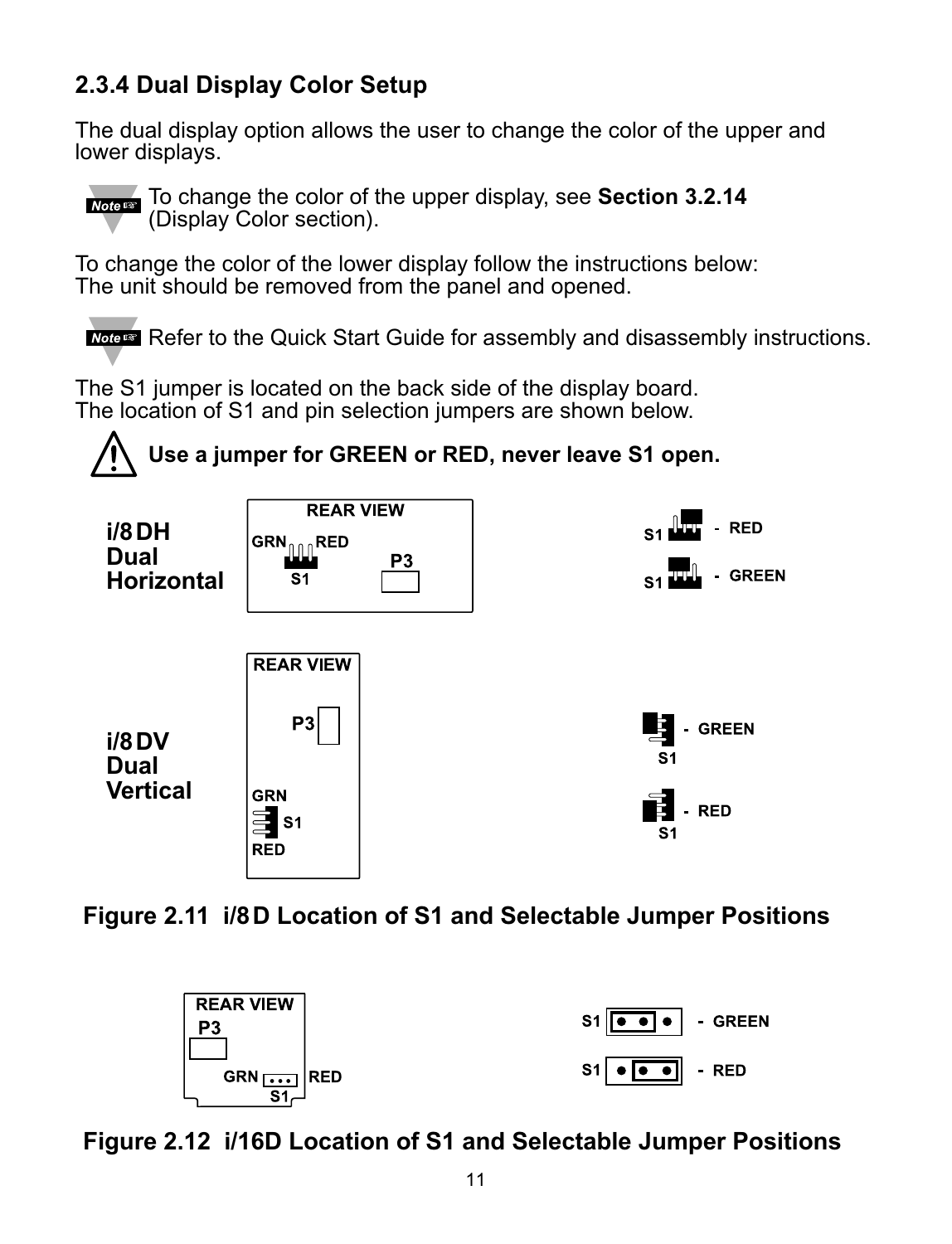### 2.3.4 Dual Display Color Setup

The dual display option allows the user to change the color of the upper and lower displays.

**Note** To change the color of the upper display, see **Section 3.2.14** (Display Color section).

To change the color of the lower display follow the instructions below:
The unit should be removed from the panel and opened.

**Note** Refer to the Quick Start Guide for assembly and disassembly instructions.

The S1 jumper is located on the back side of the display board.
The location of S1 and pin selection jumpers are shown below.

⚠ **Use a jumper for GREEN or RED, never leave S1 open.**

**i/8 DH Dual Horizontal**

REAR VIEW: GRN, RED, S1, P3

S1 - RED

S1 - GREEN

**i/8 DV Dual Vertical**

REAR VIEW: P3, GRN, S1, RED

S1 - GREEN

S1 - RED

**Figure 2.11 i/8 D Location of S1 and Selectable Jumper Positions**

REAR VIEW: P3, GRN, S1, RED

S1 - GREEN

S1 - RED

**Figure 2.12 i/16D Location of S1 and Selectable Jumper Positions**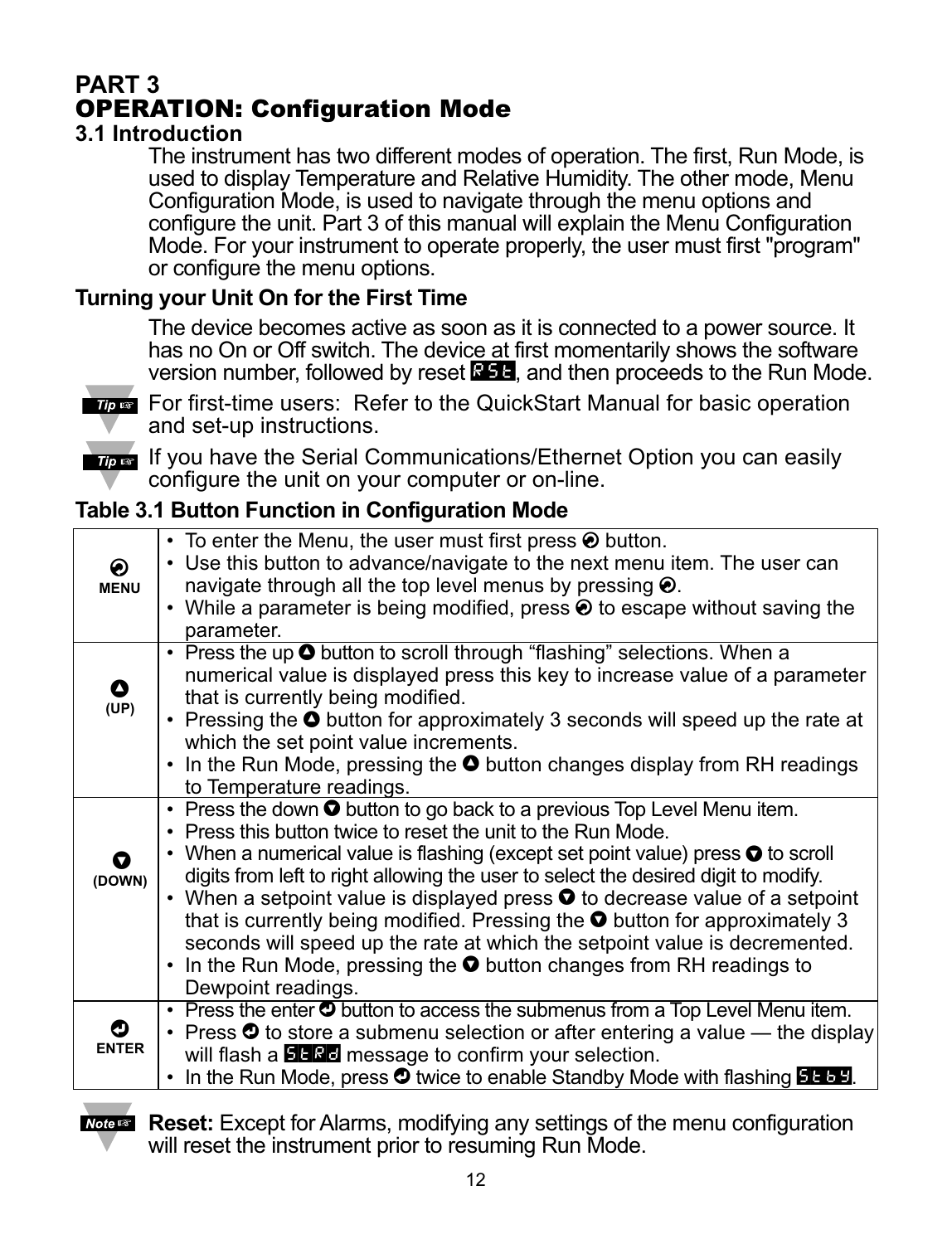# PART 3
# OPERATION: Configuration Mode

## 3.1 Introduction

The instrument has two different modes of operation. The first, Run Mode, is used to display Temperature and Relative Humidity. The other mode, Menu Configuration Mode, is used to navigate through the menu options and configure the unit. Part 3 of this manual will explain the Menu Configuration Mode. For your instrument to operate properly, the user must first "program" or configure the menu options.

### Turning your Unit On for the First Time

The device becomes active as soon as it is connected to a power source. It has no On or Off switch. The device at first momentarily shows the software version number, followed by reset RST, and then proceeds to the Run Mode.

**Tip** For first-time users: Refer to the QuickStart Manual for basic operation and set-up instructions.

**Tip** If you have the Serial Communications/Ethernet Option you can easily configure the unit on your computer or on-line.

### Table 3.1 Button Function in Configuration Mode

| Button | Function |
|---|---|
| MENU | • To enter the Menu, the user must first press MENU button.<br>• Use this button to advance/navigate to the next menu item. The user can navigate through all the top level menus by pressing MENU.<br>• While a parameter is being modified, press MENU to escape without saving the parameter. |
| (UP) | • Press the up button to scroll through "flashing" selections. When a numerical value is displayed press this key to increase value of a parameter that is currently being modified.<br>• Pressing the UP button for approximately 3 seconds will speed up the rate at which the set point value increments.<br>• In the Run Mode, pressing the UP button changes display from RH readings to Temperature readings. |
| (DOWN) | • Press the down button to go back to a previous Top Level Menu item.<br>• Press this button twice to reset the unit to the Run Mode.<br>• When a numerical value is flashing (except set point value) press DOWN to scroll digits from left to right allowing the user to select the desired digit to modify.<br>• When a setpoint value is displayed press DOWN to decrease value of a setpoint that is currently being modified. Pressing the DOWN button for approximately 3 seconds will speed up the rate at which the setpoint value is decremented.<br>• In the Run Mode, pressing the DOWN button changes from RH readings to Dewpoint readings. |
| ENTER | • Press the enter button to access the submenus from a Top Level Menu item.<br>• Press ENTER to store a submenu selection or after entering a value — the display will flash a StRd message to confirm your selection.<br>• In the Run Mode, press ENTER twice to enable Standby Mode with flashing StbY. |

**Note** **Reset:** Except for Alarms, modifying any settings of the menu configuration will reset the instrument prior to resuming Run Mode.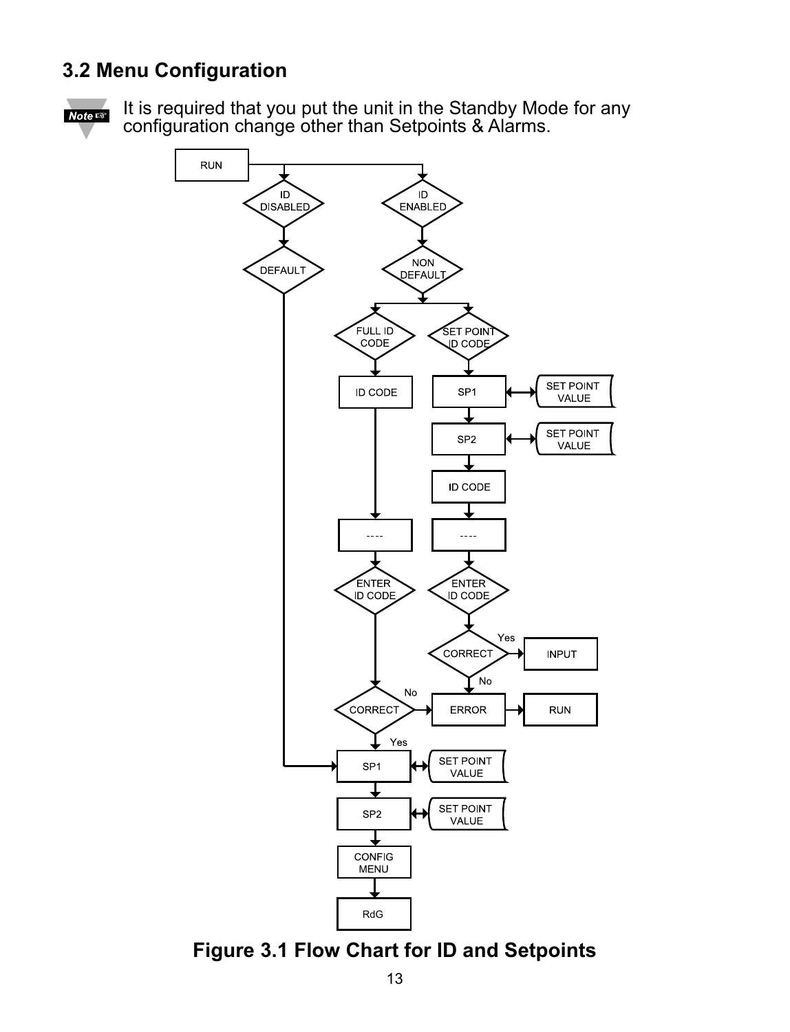## 3.2 Menu Configuration

**Note** It is required that you put the unit in the Standby Mode for any configuration change other than Setpoints & Alarms.

**Figure 3.1 Flow Chart for ID and Setpoints**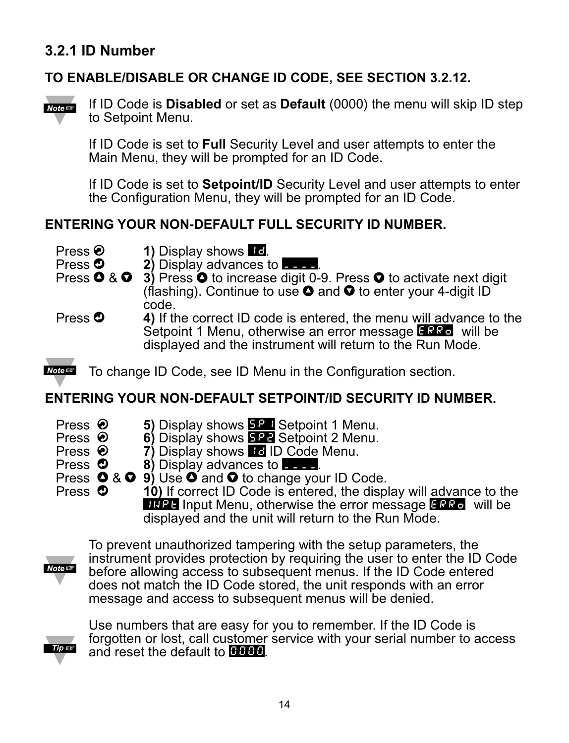### 3.2.1 ID Number

**TO ENABLE/DISABLE OR CHANGE ID CODE, SEE SECTION 3.2.12.**

**Note** If ID Code is **Disabled** or set as **Default** (0000) the menu will skip ID step to Setpoint Menu.

If ID Code is set to **Full** Security Level and user attempts to enter the Main Menu, they will be prompted for an ID Code.

If ID Code is set to **Setpoint/ID** Security Level and user attempts to enter the Configuration Menu, they will be prompted for an ID Code.

**ENTERING YOUR NON-DEFAULT FULL SECURITY ID NUMBER.**

| | |
|---|---|
| Press ⊘ | **1)** Display shows Id. |
| Press ↵ | **2)** Display advances to ----. |
| Press ▲ & ▼ | **3)** Press ▲ to increase digit 0-9. Press ▼ to activate next digit (flashing). Continue to use ▲ and ▼ to enter your 4-digit ID code. |
| Press ↵ | **4)** If the correct ID code is entered, the menu will advance to the Setpoint 1 Menu, otherwise an error message ERRo will be displayed and the instrument will return to the Run Mode. |

**Note** To change ID Code, see ID Menu in the Configuration section.

**ENTERING YOUR NON-DEFAULT SETPOINT/ID SECURITY ID NUMBER.**

| | |
|---|---|
| Press ⊘ | **5)** Display shows SP1 Setpoint 1 Menu. |
| Press ⊘ | **6)** Display shows SP2 Setpoint 2 Menu. |
| Press ⊘ | **7)** Display shows Id ID Code Menu. |
| Press ↵ | **8)** Display advances to ----. |
| Press ▲ & ▼ | **9)** Use ▲ and ▼ to change your ID Code. |
| Press ↵ | **10)** If correct ID Code is entered, the display will advance to the INPt Input Menu, otherwise the error message ERRo will be displayed and the unit will return to the Run Mode. |

**Note** To prevent unauthorized tampering with the setup parameters, the instrument provides protection by requiring the user to enter the ID Code before allowing access to subsequent menus. If the ID Code entered does not match the ID Code stored, the unit responds with an error message and access to subsequent menus will be denied.

**Tip** Use numbers that are easy for you to remember. If the ID Code is forgotten or lost, call customer service with your serial number to access and reset the default to 0000.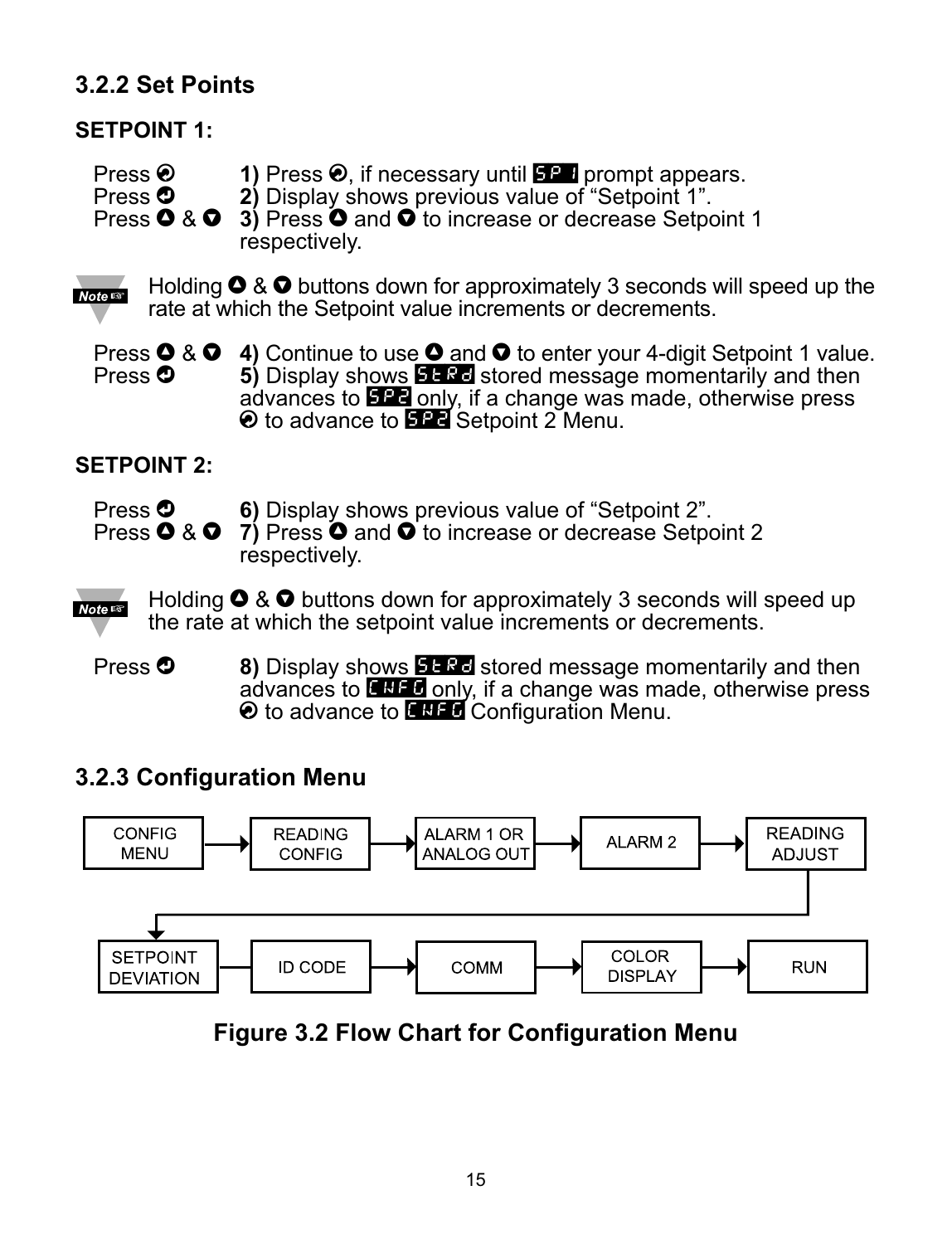### 3.2.2 Set Points

**SETPOINT 1:**

| | |
|---|---|
| Press ⊘ | **1)** Press ⊘, if necessary until SP 1 prompt appears. |
| Press ⊘ | **2)** Display shows previous value of “Setpoint 1”. |
| Press ▲ & ▼ | **3)** Press ▲ and ▼ to increase or decrease Setpoint 1 respectively. |

**Note:** Holding ▲ & ▼ buttons down for approximately 3 seconds will speed up the rate at which the Setpoint value increments or decrements.

| | |
|---|---|
| Press ▲ & ▼ | **4)** Continue to use ▲ and ▼ to enter your 4-digit Setpoint 1 value. |
| Press ⊘ | **5)** Display shows StRd stored message momentarily and then advances to SP2 only, if a change was made, otherwise press ⊘ to advance to SP2 Setpoint 2 Menu. |

**SETPOINT 2:**

| | |
|---|---|
| Press ⊘ | **6)** Display shows previous value of “Setpoint 2”. |
| Press ▲ & ▼ | **7)** Press ▲ and ▼ to increase or decrease Setpoint 2 respectively. |

**Note:** Holding ▲ & ▼ buttons down for approximately 3 seconds will speed up the rate at which the setpoint value increments or decrements.

| | |
|---|---|
| Press ⊘ | **8)** Display shows StRd stored message momentarily and then advances to CNFG only, if a change was made, otherwise press ⊘ to advance to CNFG Configuration Menu. |

### 3.2.3 Configuration Menu

CONFIG MENU → READING CONFIG → ALARM 1 OR ANALOG OUT → ALARM 2 → READING ADJUST → SETPOINT DEVIATION → ID CODE → COMM → COLOR DISPLAY → RUN

**Figure 3.2 Flow Chart for Configuration Menu**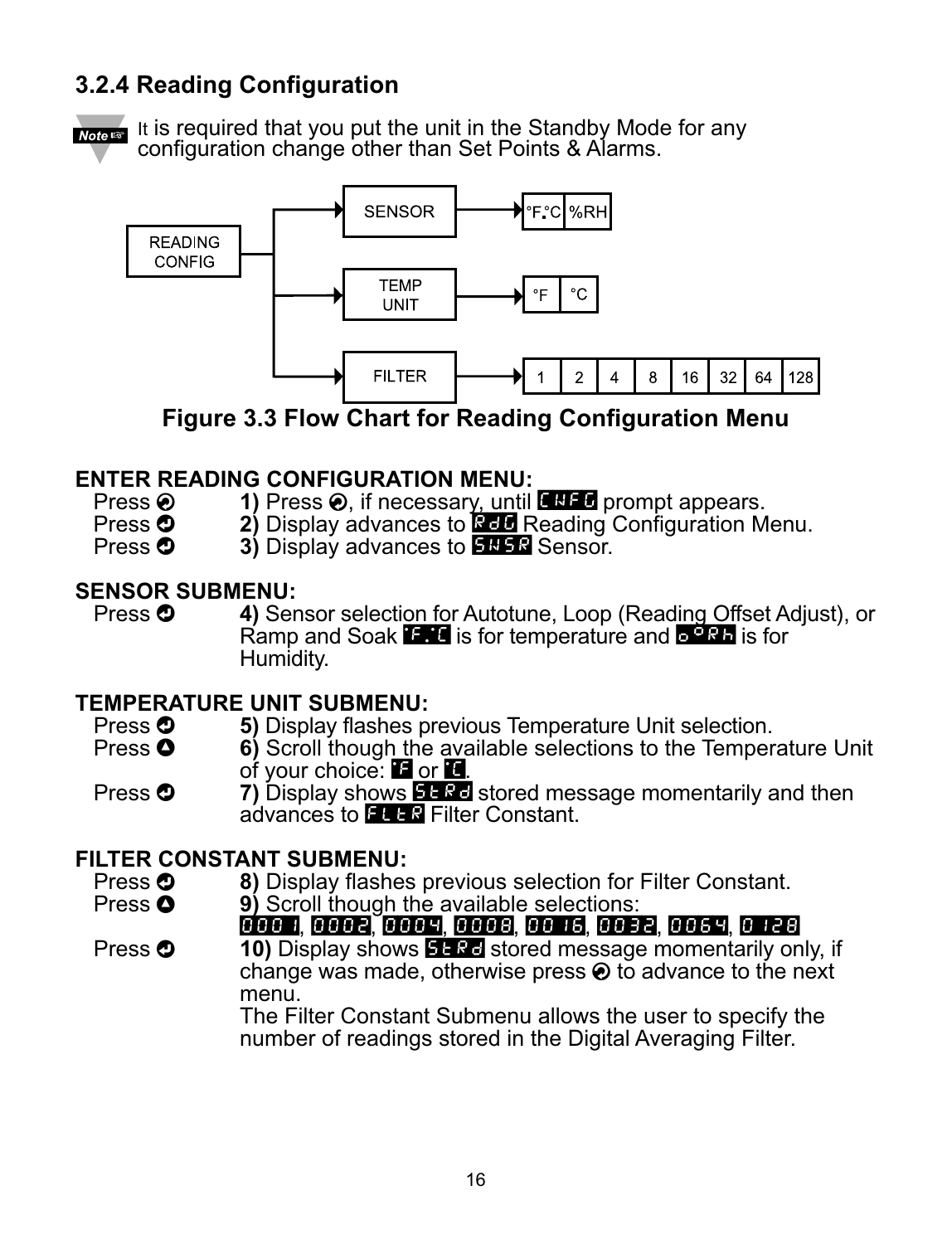### 3.2.4 Reading Configuration

**Note** It is required that you put the unit in the Standby Mode for any configuration change other than Set Points & Alarms.

READING CONFIG → SENSOR → °F.°C | %RH

READING CONFIG → TEMP UNIT → °F | °C

READING CONFIG → FILTER → 1 | 2 | 4 | 8 | 16 | 32 | 64 | 128

**Figure 3.3 Flow Chart for Reading Configuration Menu**

**ENTER READING CONFIGURATION MENU:**

| | |
|---|---|
| Press ➁ | **1)** Press ➁, if necessary, until CNFG prompt appears. |
| Press ➃ | **2)** Display advances to RdG Reading Configuration Menu. |
| Press ➃ | **3)** Display advances to SNSR Sensor. |

**SENSOR SUBMENU:**

| | |
|---|---|
| Press ➃ | **4)** Sensor selection for Autotune, Loop (Reading Offset Adjust), or Ramp and Soak °F.°C is for temperature and %RH is for Humidity. |

**TEMPERATURE UNIT SUBMENU:**

| | |
|---|---|
| Press ➃ | **5)** Display flashes previous Temperature Unit selection. |
| Press ➀ | **6)** Scroll though the available selections to the Temperature Unit of your choice: °F or °C. |
| Press ➃ | **7)** Display shows StRd stored message momentarily and then advances to FLtR Filter Constant. |

**FILTER CONSTANT SUBMENU:**

| | |
|---|---|
| Press ➃ | **8)** Display flashes previous selection for Filter Constant. |
| Press ➀ | **9)** Scroll though the available selections: 0001, 0002, 0004, 0008, 0016, 0032, 0064, 0128 |
| Press ➃ | **10)** Display shows StRd stored message momentarily only, if change was made, otherwise press ➁ to advance to the next menu. The Filter Constant Submenu allows the user to specify the number of readings stored in the Digital Averaging Filter. |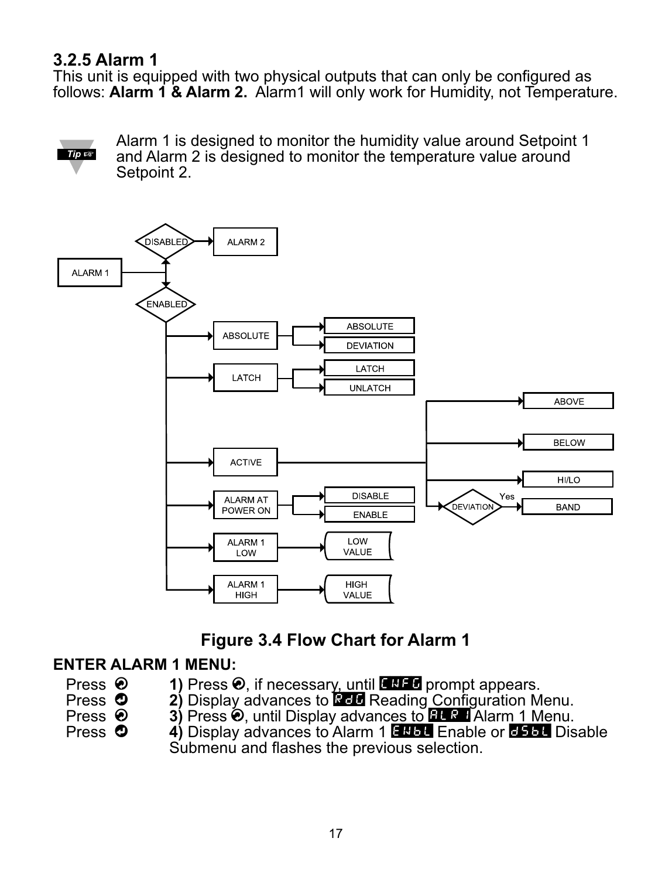### 3.2.5 Alarm 1

This unit is equipped with two physical outputs that can only be configured as follows: **Alarm 1 & Alarm 2.** Alarm1 will only work for Humidity, not Temperature.

*Tip* Alarm 1 is designed to monitor the humidity value around Setpoint 1 and Alarm 2 is designed to monitor the temperature value around Setpoint 2.

**Figure 3.4 Flow Chart for Alarm 1**

**ENTER ALARM 1 MENU:**

| | |
|---|---|
| Press ➊ | **1)** Press ➊, if necessary, until CNFG prompt appears. |
| Press ➋ | **2)** Display advances to RdG Reading Configuration Menu. |
| Press ➊ | **3)** Press ➊, until Display advances to ALR1 Alarm 1 Menu. |
| Press ➋ | **4)** Display advances to Alarm 1 ENbL Enable or dSbL Disable Submenu and flashes the previous selection. |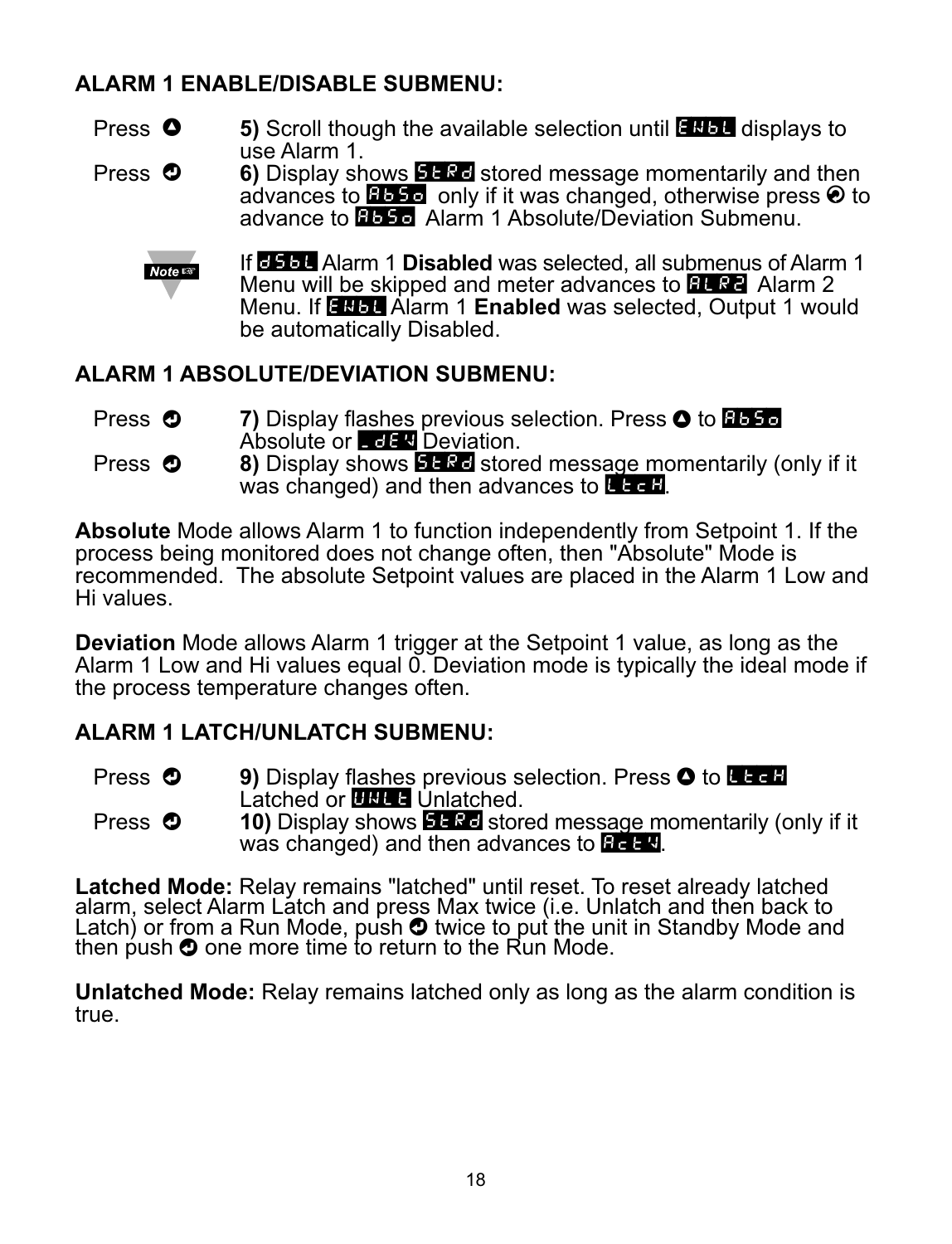**ALARM 1 ENABLE/DISABLE SUBMENU:**

Press ▲ **5)** Scroll though the available selection until ENbL displays to use Alarm 1.

Press ↵ **6)** Display shows StRd stored message momentarily and then advances to AbSo only if it was changed, otherwise press ↵ to advance to AbSo Alarm 1 Absolute/Deviation Submenu.

**Note** If dSbL Alarm 1 **Disabled** was selected, all submenus of Alarm 1 Menu will be skipped and meter advances to ALR2 Alarm 2 Menu. If ENbL Alarm 1 **Enabled** was selected, Output 1 would be automatically Disabled.

**ALARM 1 ABSOLUTE/DEVIATION SUBMENU:**

Press ↵ **7)** Display flashes previous selection. Press ▲ to AbSo Absolute or _dEV Deviation.

Press ↵ **8)** Display shows StRd stored message momentarily (only if it was changed) and then advances to LtcH.

**Absolute** Mode allows Alarm 1 to function independently from Setpoint 1. If the process being monitored does not change often, then "Absolute" Mode is recommended. The absolute Setpoint values are placed in the Alarm 1 Low and Hi values.

**Deviation** Mode allows Alarm 1 trigger at the Setpoint 1 value, as long as the Alarm 1 Low and Hi values equal 0. Deviation mode is typically the ideal mode if the process temperature changes often.

**ALARM 1 LATCH/UNLATCH SUBMENU:**

Press ↵ **9)** Display flashes previous selection. Press ▲ to LtcH Latched or UNLt Unlatched.

Press ↵ **10)** Display shows StRd stored message momentarily (only if it was changed) and then advances to ActV.

**Latched Mode:** Relay remains "latched" until reset. To reset already latched alarm, select Alarm Latch and press Max twice (i.e. Unlatch and then back to Latch) or from a Run Mode, push ↵ twice to put the unit in Standby Mode and then push ↵ one more time to return to the Run Mode.

**Unlatched Mode:** Relay remains latched only as long as the alarm condition is true.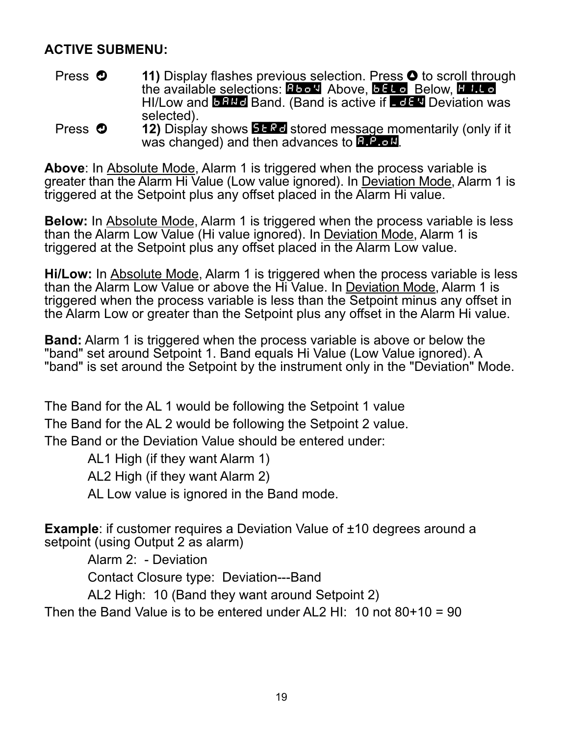**ACTIVE SUBMENU:**

Press ⏎ **11)** Display flashes previous selection. Press ▲ to scroll through the available selections: Abo.V Above, bELo Below, HI.Lo HI/Low and bAND Band. (Band is active if _dEV Deviation was selected).

Press ⏎ **12)** Display shows StRd stored message momentarily (only if it was changed) and then advances to A.P.oN.

**Above**: In Absolute Mode, Alarm 1 is triggered when the process variable is greater than the Alarm Hi Value (Low value ignored). In Deviation Mode, Alarm 1 is triggered at the Setpoint plus any offset placed in the Alarm Hi value.

**Below:** In Absolute Mode, Alarm 1 is triggered when the process variable is less than the Alarm Low Value (Hi value ignored). In Deviation Mode, Alarm 1 is triggered at the Setpoint plus any offset placed in the Alarm Low value.

**Hi/Low:** In Absolute Mode, Alarm 1 is triggered when the process variable is less than the Alarm Low Value or above the Hi Value. In Deviation Mode, Alarm 1 is triggered when the process variable is less than the Setpoint minus any offset in the Alarm Low or greater than the Setpoint plus any offset in the Alarm Hi value.

**Band:** Alarm 1 is triggered when the process variable is above or below the "band" set around Setpoint 1. Band equals Hi Value (Low Value ignored). A "band" is set around the Setpoint by the instrument only in the "Deviation" Mode.

The Band for the AL 1 would be following the Setpoint 1 value

The Band for the AL 2 would be following the Setpoint 2 value.

The Band or the Deviation Value should be entered under:

AL1 High (if they want Alarm 1)

AL2 High (if they want Alarm 2)

AL Low value is ignored in the Band mode.

**Example**: if customer requires a Deviation Value of ±10 degrees around a setpoint (using Output 2 as alarm)

Alarm 2: - Deviation

Contact Closure type: Deviation---Band

AL2 High: 10 (Band they want around Setpoint 2)

Then the Band Value is to be entered under AL2 HI: 10 not 80+10 = 90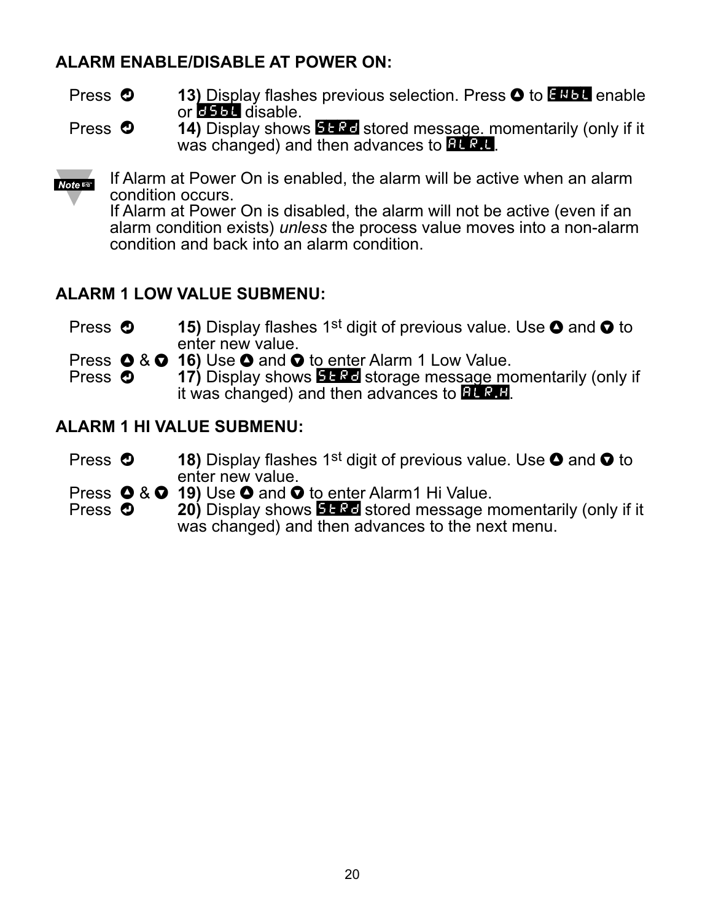## ALARM ENABLE/DISABLE AT POWER ON:

Press ⏎ **13)** Display flashes previous selection. Press ▲ to ENbL enable or dSbL disable.

Press ⏎ **14)** Display shows StRd stored message. momentarily (only if it was changed) and then advances to ALR.L.

**Note** If Alarm at Power On is enabled, the alarm will be active when an alarm condition occurs.
If Alarm at Power On is disabled, the alarm will not be active (even if an alarm condition exists) *unless* the process value moves into a non-alarm condition and back into an alarm condition.

## ALARM 1 LOW VALUE SUBMENU:

Press ⏎ **15)** Display flashes 1st digit of previous value. Use ▲ and ▼ to enter new value.

Press ▲ & ▼ **16)** Use ▲ and ▼ to enter Alarm 1 Low Value.

Press ⏎ **17)** Display shows StRd storage message momentarily (only if it was changed) and then advances to ALR.H.

## ALARM 1 HI VALUE SUBMENU:

Press ⏎ **18)** Display flashes 1st digit of previous value. Use ▲ and ▼ to enter new value.

Press ▲ & ▼ **19)** Use ▲ and ▼ to enter Alarm1 Hi Value.

Press ⏎ **20)** Display shows StRd stored message momentarily (only if it was changed) and then advances to the next menu.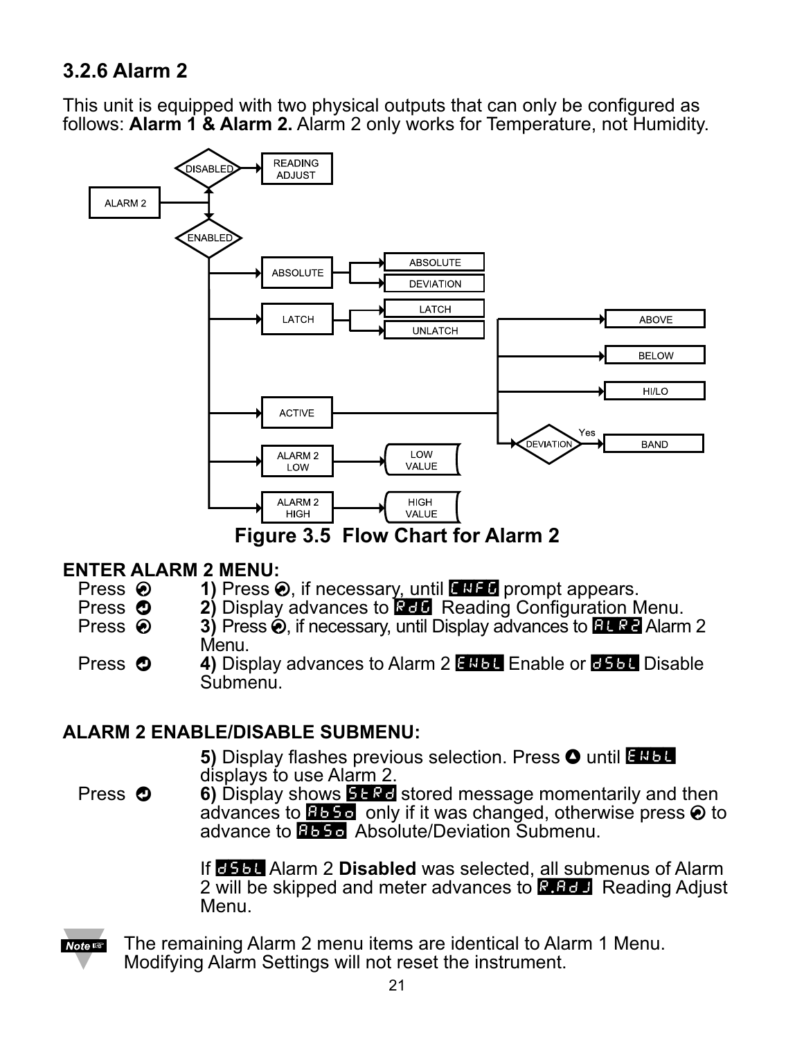### 3.2.6 Alarm 2

This unit is equipped with two physical outputs that can only be configured as follows: **Alarm 1 & Alarm 2.** Alarm 2 only works for Temperature, not Humidity.

**Figure 3.5 Flow Chart for Alarm 2**

**ENTER ALARM 2 MENU:**

| | |
|---|---|
| Press ➁ | **1)** Press ➁, if necessary, until CNFG prompt appears. |
| Press ➃ | **2)** Display advances to RdG Reading Configuration Menu. |
| Press ➁ | **3)** Press ➁, if necessary, until Display advances to ALR2 Alarm 2 Menu. |
| Press ➃ | **4)** Display advances to Alarm 2 ENbL Enable or dSbL Disable Submenu. |

**ALARM 2 ENABLE/DISABLE SUBMENU:**

| | |
|---|---|
| | **5)** Display flashes previous selection. Press ▲ until ENbL displays to use Alarm 2. |
| Press ➃ | **6)** Display shows StRd stored message momentarily and then advances to AbSo only if it was changed, otherwise press ➁ to advance to AbSo Absolute/Deviation Submenu. |

If dSbL Alarm 2 **Disabled** was selected, all submenus of Alarm 2 will be skipped and meter advances to R.AdJ Reading Adjust Menu.

**Note:** The remaining Alarm 2 menu items are identical to Alarm 1 Menu. Modifying Alarm Settings will not reset the instrument.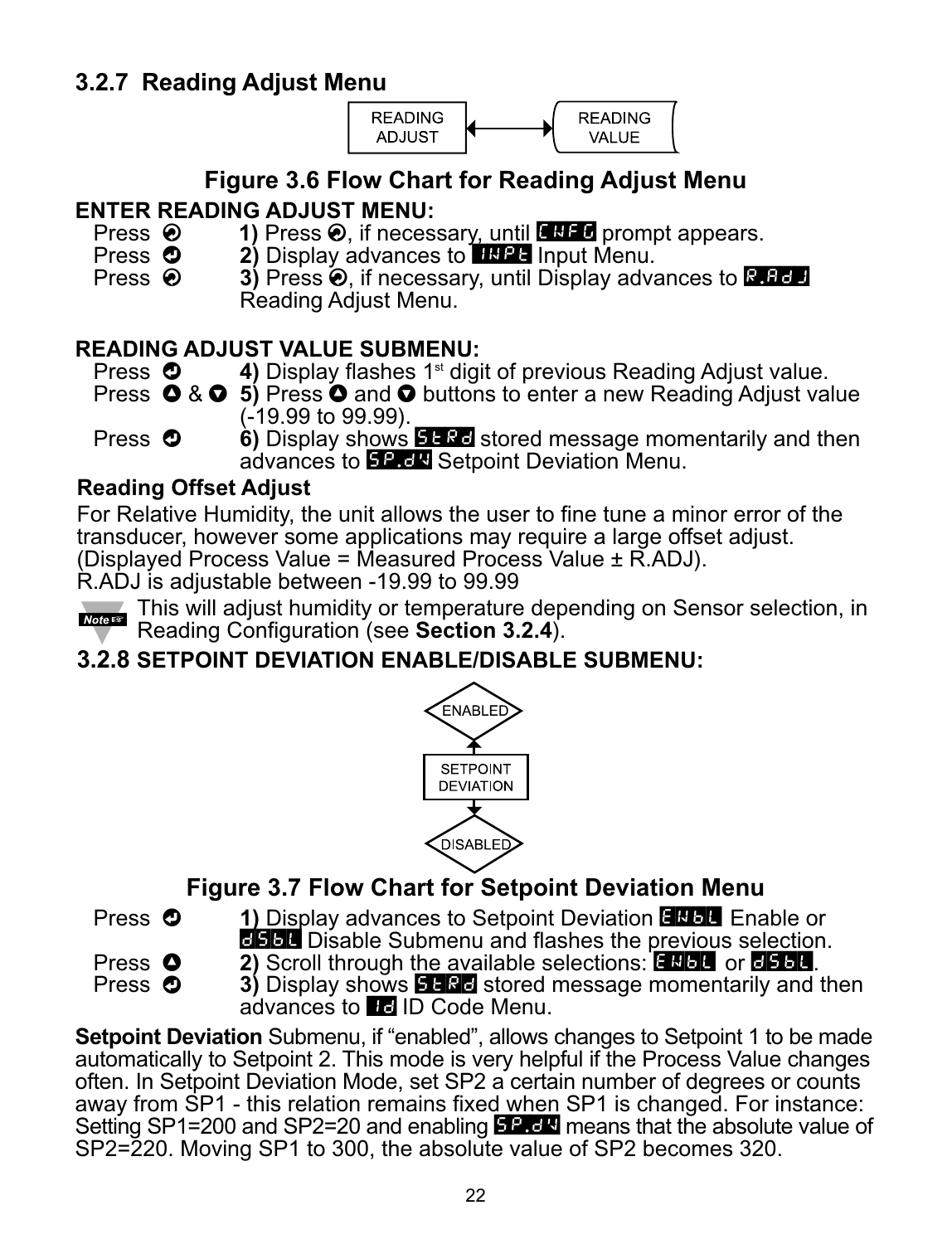### 3.2.7 Reading Adjust Menu

READING ADJUST ↔ READING VALUE

**Figure 3.6 Flow Chart for Reading Adjust Menu**

**ENTER READING ADJUST MENU:**

| | |
|---|---|
| Press ⊛ | **1)** Press ⊛, if necessary, until CNFG prompt appears. |
| Press ⊙ | **2)** Display advances to INPt Input Menu. |
| Press ⊛ | **3)** Press ⊛, if necessary, until Display advances to R.AdJ Reading Adjust Menu. |

**READING ADJUST VALUE SUBMENU:**

| | |
|---|---|
| Press ⊙ | **4)** Display flashes 1st digit of previous Reading Adjust value. |
| Press ▲ & ▼ | **5)** Press ▲ and ▼ buttons to enter a new Reading Adjust value (-19.99 to 99.99). |
| Press ⊙ | **6)** Display shows StRd stored message momentarily and then advances to SP.dV Setpoint Deviation Menu. |

**Reading Offset Adjust**

For Relative Humidity, the unit allows the user to fine tune a minor error of the transducer, however some applications may require a large offset adjust. (Displayed Process Value = Measured Process Value ± R.ADJ).
R.ADJ is adjustable between -19.99 to 99.99

**Note:** This will adjust humidity or temperature depending on Sensor selection, in Reading Configuration (see **Section 3.2.4**).

### 3.2.8 SETPOINT DEVIATION ENABLE/DISABLE SUBMENU:

ENABLED ← SETPOINT DEVIATION → DISABLED

**Figure 3.7 Flow Chart for Setpoint Deviation Menu**

| | |
|---|---|
| Press ⊙ | **1)** Display advances to Setpoint Deviation ENbL Enable or dSbL Disable Submenu and flashes the previous selection. |
| Press ▲ | **2)** Scroll through the available selections: ENbL or dSbL. |
| Press ⊙ | **3)** Display shows StRd stored message momentarily and then advances to Id ID Code Menu. |

**Setpoint Deviation** Submenu, if "enabled", allows changes to Setpoint 1 to be made automatically to Setpoint 2. This mode is very helpful if the Process Value changes often. In Setpoint Deviation Mode, set SP2 a certain number of degrees or counts away from SP1 - this relation remains fixed when SP1 is changed. For instance: Setting SP1=200 and SP2=20 and enabling SP.dV means that the absolute value of SP2=220. Moving SP1 to 300, the absolute value of SP2 becomes 320.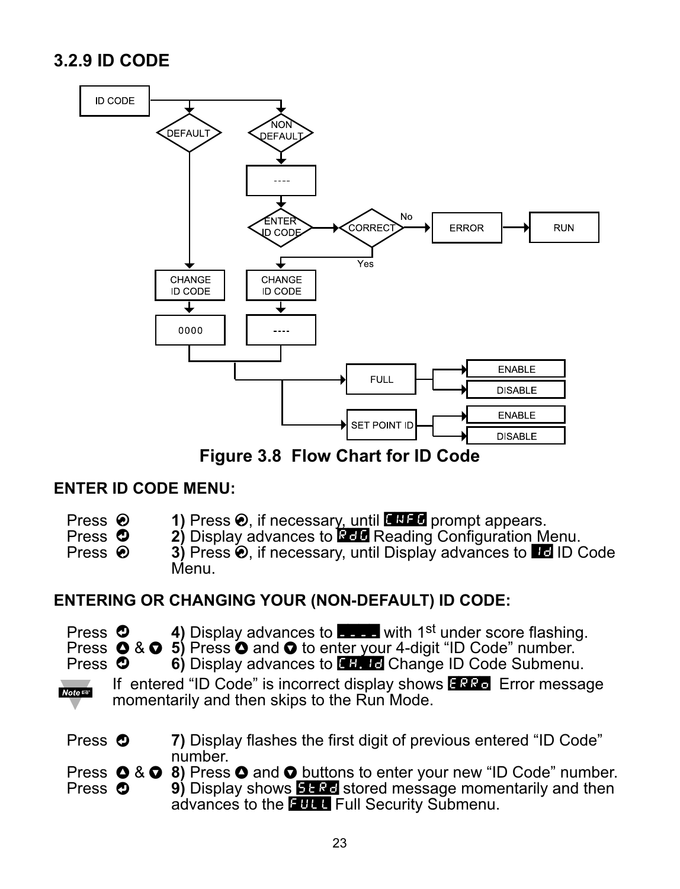### 3.2.9 ID CODE

Figure 3.8 Flow Chart for ID Code

**ENTER ID CODE MENU:**

| | |
|---|---|
| Press ⊙ | **1)** Press ⊙, if necessary, until CNFG prompt appears. |
| Press ⊙ | **2)** Display advances to RdG Reading Configuration Menu. |
| Press ⊙ | **3)** Press ⊙, if necessary, until Display advances to Id ID Code Menu. |

**ENTERING OR CHANGING YOUR (NON-DEFAULT) ID CODE:**

| | |
|---|---|
| Press ⊙ | **4)** Display advances to ---- with 1st under score flashing. |
| Press ⊙ & ⊙ | **5)** Press ⊙ and ⊙ to enter your 4-digit "ID Code" number. |
| Press ⊙ | **6)** Display advances to CH.Id Change ID Code Submenu. |

**Note:** If entered "ID Code" is incorrect display shows ERRo Error message momentarily and then skips to the Run Mode.

| | |
|---|---|
| Press ⊙ | **7)** Display flashes the first digit of previous entered "ID Code" number. |
| Press ⊙ & ⊙ | **8)** Press ⊙ and ⊙ buttons to enter your new "ID Code" number. |
| Press ⊙ | **9)** Display shows StRd stored message momentarily and then advances to the FULL Full Security Submenu. |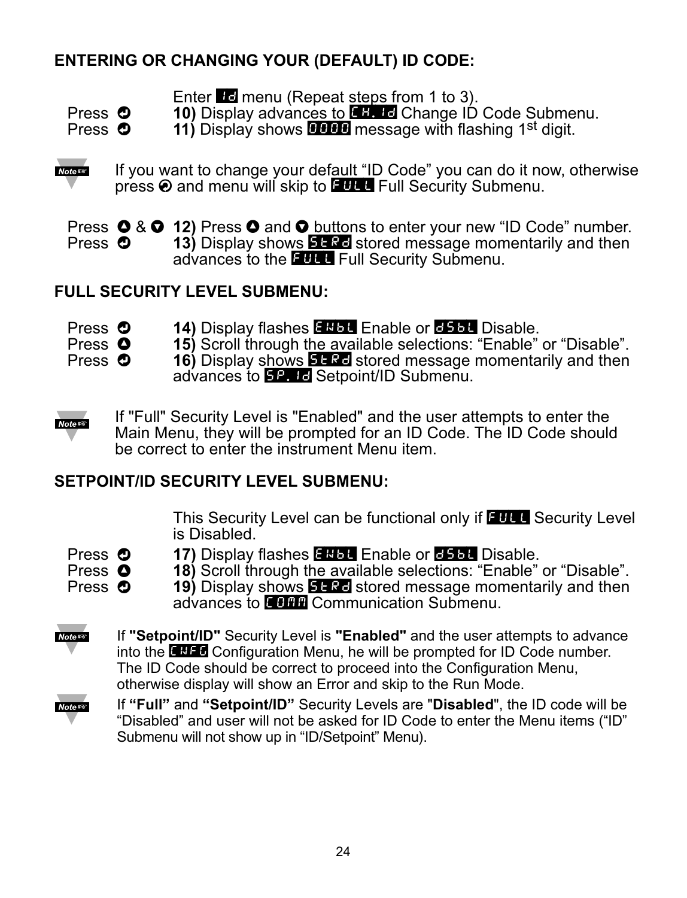## ENTERING OR CHANGING YOUR (DEFAULT) ID CODE:

Enter **Id** menu (Repeat steps from 1 to 3).

Press ⏎ **10)** Display advances to **CH.Id** Change ID Code Submenu.

Press ⏎ **11)** Display shows **0000** message with flashing 1st digit.

**Note** If you want to change your default “ID Code” you can do it now, otherwise press ⏎ and menu will skip to **FULL** Full Security Submenu.

Press ▲ & ▼ **12)** Press ▲ and ▼ buttons to enter your new “ID Code” number.

Press ⏎ **13)** Display shows **StRd** stored message momentarily and then advances to the **FULL** Full Security Submenu.

## FULL SECURITY LEVEL SUBMENU:

Press ⏎ **14)** Display flashes **ENbL** Enable or **dSbL** Disable.

Press ▲ **15)** Scroll through the available selections: “Enable” or “Disable”.

Press ⏎ **16)** Display shows **StRd** stored message momentarily and then advances to **SP.Id** Setpoint/ID Submenu.

**Note** If "Full" Security Level is "Enabled" and the user attempts to enter the Main Menu, they will be prompted for an ID Code. The ID Code should be correct to enter the instrument Menu item.

## SETPOINT/ID SECURITY LEVEL SUBMENU:

This Security Level can be functional only if **FULL** Security Level is Disabled.

Press ⏎ **17)** Display flashes **ENbL** Enable or **dSbL** Disable.

Press ▲ **18)** Scroll through the available selections: “Enable” or “Disable”.

Press ⏎ **19)** Display shows **StRd** stored message momentarily and then advances to **COMM** Communication Submenu.

**Note** If **"Setpoint/ID"** Security Level is **"Enabled"** and the user attempts to advance into the **CNFG** Configuration Menu, he will be prompted for ID Code number. The ID Code should be correct to proceed into the Configuration Menu, otherwise display will show an Error and skip to the Run Mode.

**Note** If **“Full”** and **“Setpoint/ID”** Security Levels are "**Disabled**", the ID code will be “Disabled” and user will not be asked for ID Code to enter the Menu items (“ID” Submenu will not show up in “ID/Setpoint” Menu).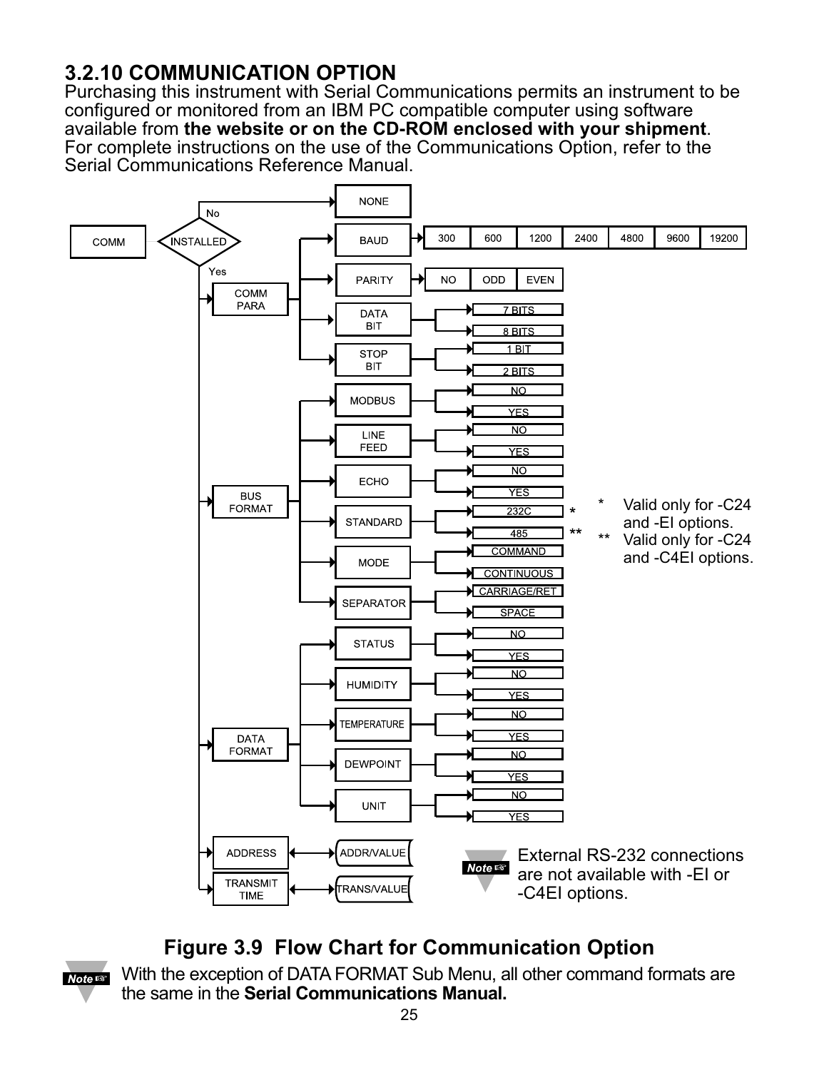### 3.2.10 COMMUNICATION OPTION

Purchasing this instrument with Serial Communications permits an instrument to be configured or monitored from an IBM PC compatible computer using software available from **the website or on the CD-ROM enclosed with your shipment**. For complete instructions on the use of the Communications Option, refer to the Serial Communications Reference Manual.

COMM → INSTALLED

- No → NONE
- Yes →
  - COMM PARA
    - BAUD: 300 / 600 / 1200 / 2400 / 4800 / 9600 / 19200
    - PARITY: NO / ODD / EVEN
    - DATA BIT: 7 BITS / 8 BITS
    - STOP BIT: 1 BIT / 2 BITS
  - BUS FORMAT
    - MODBUS: NO / YES
    - LINE FEED: NO / YES
    - ECHO: NO / YES
    - STANDARD: 232C * / 485 **
    - MODE: COMMAND / CONTINUOUS
    - SEPARATOR: CARRIAGE/RET / SPACE
  - DATA FORMAT
    - STATUS: NO / YES
    - HUMIDITY: NO / YES
    - TEMPERATURE: NO / YES
    - DEWPOINT: NO / YES
    - UNIT: NO / YES
  - ADDRESS ↔ ADDR/VALUE
  - TRANSMIT TIME ↔ TRANS/VALUE

\* Valid only for -C24 and -EI options.
\** Valid only for -C24 and -C4EI options.

**Note:** External RS-232 connections are not available with -EI or -C4EI options.

**Figure 3.9 Flow Chart for Communication Option**

**Note:** With the exception of DATA FORMAT Sub Menu, all other command formats are the same in the **Serial Communications Manual.**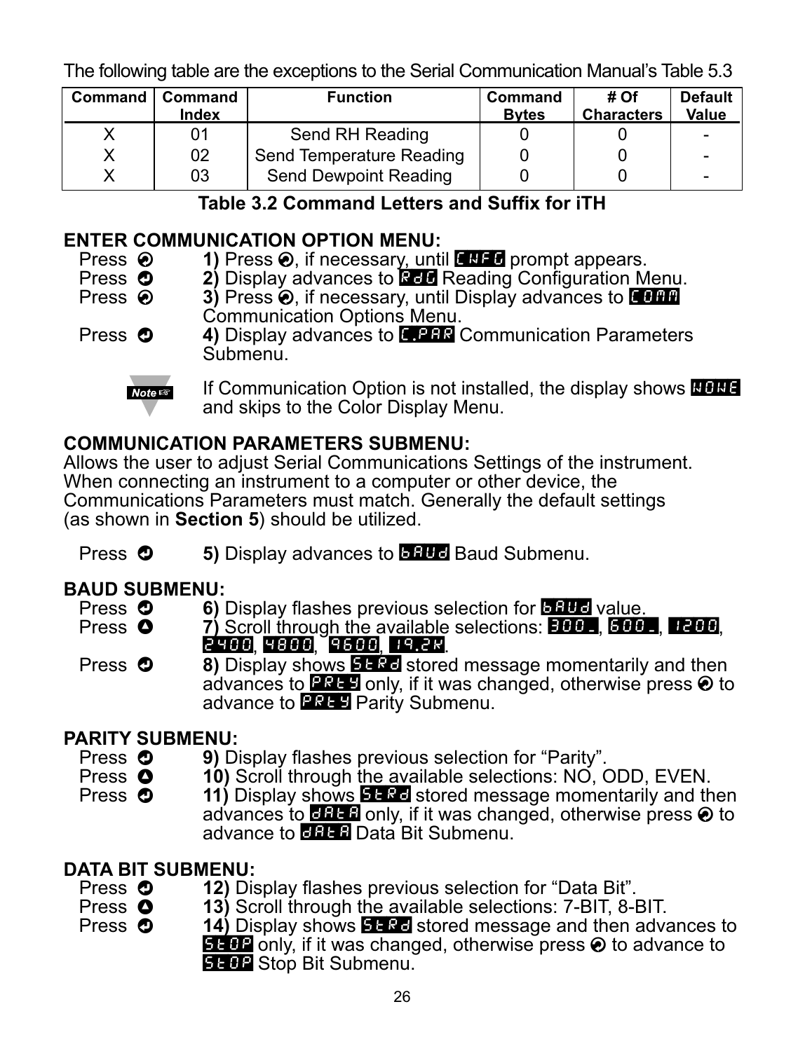The following table are the exceptions to the Serial Communication Manual's Table 5.3

| Command | Command Index | Function | Command Bytes | # Of Characters | Default Value |
|---|---|---|---|---|---|
| X | 01 | Send RH Reading | 0 | 0 | - |
| X | 02 | Send Temperature Reading | 0 | 0 | - |
| X | 03 | Send Dewpoint Reading | 0 | 0 | - |

**Table 3.2 Command Letters and Suffix for iTH**

## ENTER COMMUNICATION OPTION MENU:

Press ⊙ **1)** Press ⊙, if necessary, until CNFG prompt appears.
Press ⊙ **2)** Display advances to RdG Reading Configuration Menu.
Press ⊙ **3)** Press ⊙, if necessary, until Display advances to COMM Communication Options Menu.
Press ⊙ **4)** Display advances to C.PAR Communication Parameters Submenu.

*Note* If Communication Option is not installed, the display shows NONE and skips to the Color Display Menu.

## COMMUNICATION PARAMETERS SUBMENU:

Allows the user to adjust Serial Communications Settings of the instrument. When connecting an instrument to a computer or other device, the Communications Parameters must match. Generally the default settings (as shown in **Section 5**) should be utilized.

Press ⊙ **5)** Display advances to bAUd Baud Submenu.

## BAUD SUBMENU:

Press ⊙ **6)** Display flashes previous selection for bAUd value.
Press ⊙ **7)** Scroll through the available selections: 300_, 600_, 1200, 2400, 4800, 9600, 19.2K.
Press ⊙ **8)** Display shows StRd stored message momentarily and then advances to PRtY only, if it was changed, otherwise press ⊙ to advance to PRtY Parity Submenu.

## PARITY SUBMENU:

Press ⊙ **9)** Display flashes previous selection for "Parity".
Press ⊙ **10)** Scroll through the available selections: NO, ODD, EVEN.
Press ⊙ **11)** Display shows StRd stored message momentarily and then advances to dAtA only, if it was changed, otherwise press ⊙ to advance to dAtA Data Bit Submenu.

## DATA BIT SUBMENU:

Press ⊙ **12)** Display flashes previous selection for "Data Bit".
Press ⊙ **13)** Scroll through the available selections: 7-BIT, 8-BIT.
Press ⊙ **14)** Display shows StRd stored message and then advances to StOP only, if it was changed, otherwise press ⊙ to advance to StOP Stop Bit Submenu.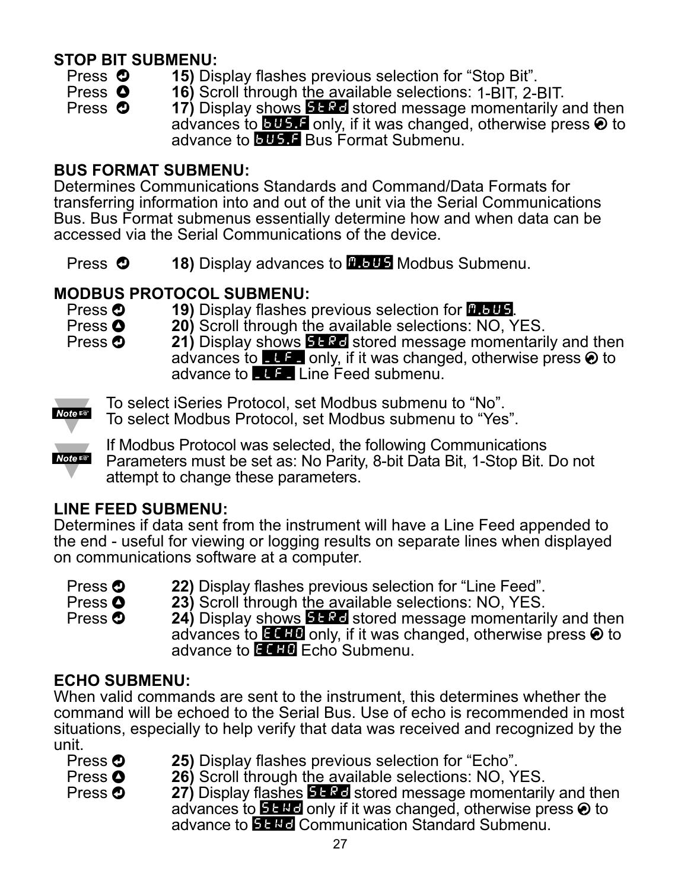**STOP BIT SUBMENU:**

Press ⏎ **15)** Display flashes previous selection for “Stop Bit”.
Press ▲ **16)** Scroll through the available selections: 1-BIT, 2-BIT.
Press ⏎ **17)** Display shows StRd stored message momentarily and then advances to bUS.F only, if it was changed, otherwise press ⏎ to advance to bUS.F Bus Format Submenu.

**BUS FORMAT SUBMENU:**

Determines Communications Standards and Command/Data Formats for transferring information into and out of the unit via the Serial Communications Bus. Bus Format submenus essentially determine how and when data can be accessed via the Serial Communications of the device.

Press ⏎ **18)** Display advances to M.bUS Modbus Submenu.

**MODBUS PROTOCOL SUBMENU:**

Press ⏎ **19)** Display flashes previous selection for M.bUS.
Press ▲ **20)** Scroll through the available selections: NO, YES.
Press ⏎ **21)** Display shows StRd stored message momentarily and then advances to _LF_ only, if it was changed, otherwise press ⏎ to advance to _LF_ Line Feed submenu.

**Note** To select iSeries Protocol, set Modbus submenu to “No”.
To select Modbus Protocol, set Modbus submenu to “Yes”.

**Note** If Modbus Protocol was selected, the following Communications Parameters must be set as: No Parity, 8-bit Data Bit, 1-Stop Bit. Do not attempt to change these parameters.

**LINE FEED SUBMENU:**

Determines if data sent from the instrument will have a Line Feed appended to the end - useful for viewing or logging results on separate lines when displayed on communications software at a computer.

Press ⏎ **22)** Display flashes previous selection for “Line Feed”.
Press ▲ **23)** Scroll through the available selections: NO, YES.
Press ⏎ **24)** Display shows StRd stored message momentarily and then advances to ECHO only, if it was changed, otherwise press ⏎ to advance to ECHO Echo Submenu.

**ECHO SUBMENU:**

When valid commands are sent to the instrument, this determines whether the command will be echoed to the Serial Bus. Use of echo is recommended in most situations, especially to help verify that data was received and recognized by the unit.

Press ⏎ **25)** Display flashes previous selection for “Echo”.
Press ▲ **26)** Scroll through the available selections: NO, YES.
Press ⏎ **27)** Display flashes StRd stored message momentarily and then advances to StNd only if it was changed, otherwise press ⏎ to advance to StNd Communication Standard Submenu.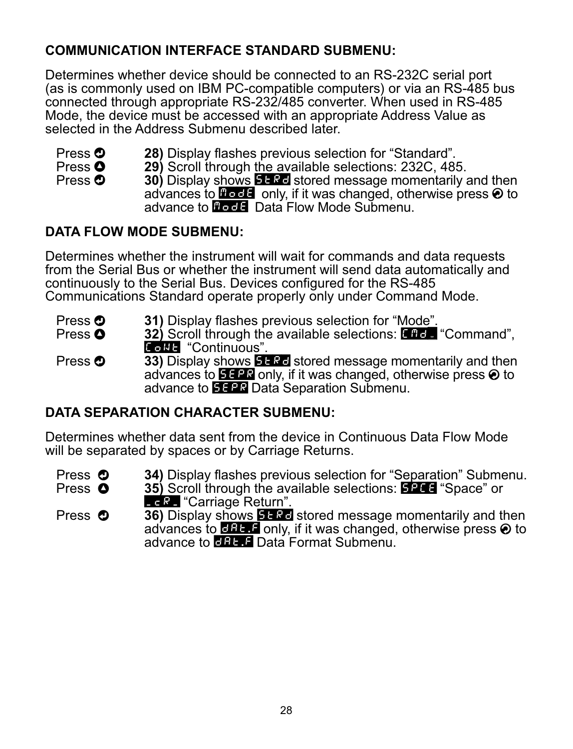## COMMUNICATION INTERFACE STANDARD SUBMENU:

Determines whether device should be connected to an RS-232C serial port (as is commonly used on IBM PC-compatible computers) or via an RS-485 bus connected through appropriate RS-232/485 converter. When used in RS-485 Mode, the device must be accessed with an appropriate Address Value as selected in the Address Submenu described later.

| | |
|---|---|
| Press ⏎ | **28)** Display flashes previous selection for “Standard”. |
| Press ▲ | **29)** Scroll through the available selections: 232C, 485. |
| Press ⏎ | **30)** Display shows StRd stored message momentarily and then advances to ModE only, if it was changed, otherwise press ⏎ to advance to ModE Data Flow Mode Submenu. |

## DATA FLOW MODE SUBMENU:

Determines whether the instrument will wait for commands and data requests from the Serial Bus or whether the instrument will send data automatically and continuously to the Serial Bus. Devices configured for the RS-485 Communications Standard operate properly only under Command Mode.

| | |
|---|---|
| Press ⏎ | **31)** Display flashes previous selection for “Mode”. |
| Press ▲ | **32)** Scroll through the available selections: CMd_ “Command”, CoNt “Continuous”. |
| Press ⏎ | **33)** Display shows StRd stored message momentarily and then advances to SEPR only, if it was changed, otherwise press ⏎ to advance to SEPR Data Separation Submenu. |

## DATA SEPARATION CHARACTER SUBMENU:

Determines whether data sent from the device in Continuous Data Flow Mode will be separated by spaces or by Carriage Returns.

| | |
|---|---|
| Press ⏎ | **34)** Display flashes previous selection for “Separation” Submenu. |
| Press ▲ | **35)** Scroll through the available selections: SPCE “Space” or _cR_ “Carriage Return”. |
| Press ⏎ | **36)** Display shows StRd stored message momentarily and then advances to dAt.F only, if it was changed, otherwise press ⏎ to advance to dAt.F Data Format Submenu. |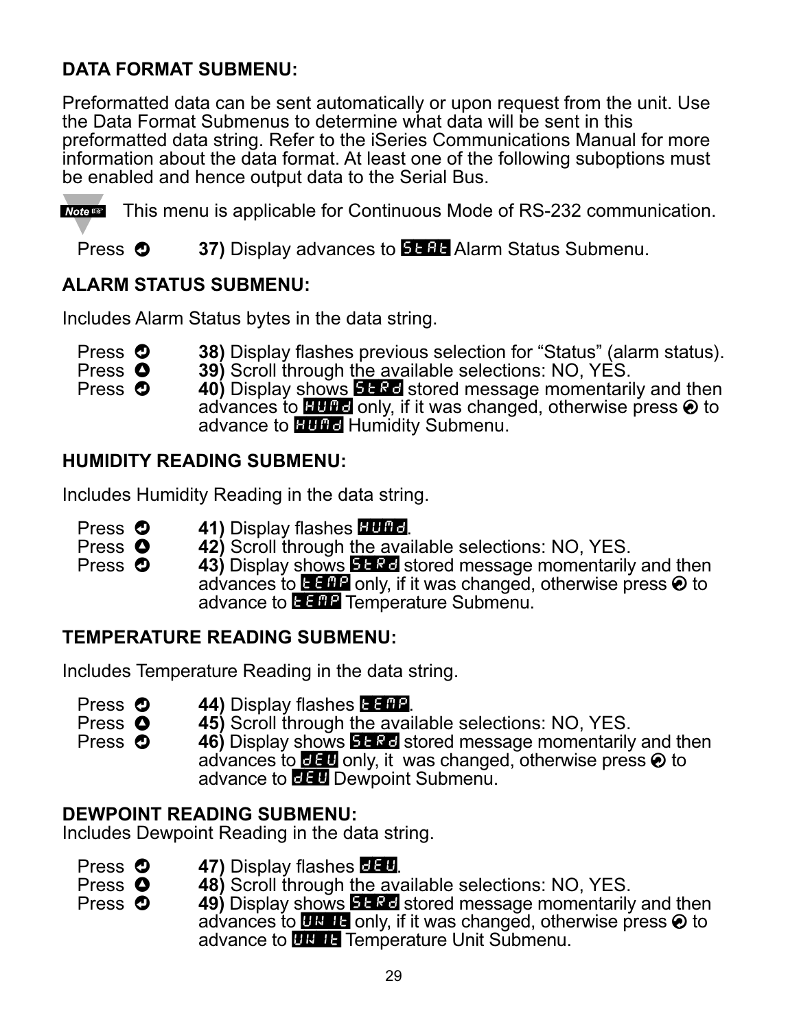## DATA FORMAT SUBMENU:

Preformatted data can be sent automatically or upon request from the unit. Use the Data Format Submenus to determine what data will be sent in this preformatted data string. Refer to the iSeries Communications Manual for more information about the data format. At least one of the following suboptions must be enabled and hence output data to the Serial Bus.

**Note** This menu is applicable for Continuous Mode of RS-232 communication.

Press ⏎ **37)** Display advances to **StAt** Alarm Status Submenu.

## ALARM STATUS SUBMENU:

Includes Alarm Status bytes in the data string.

Press ⏎ **38)** Display flashes previous selection for "Status" (alarm status).
Press ▲ **39)** Scroll through the available selections: NO, YES.
Press ⏎ **40)** Display shows **StRd** stored message momentarily and then advances to **HUMd** only, if it was changed, otherwise press ⏎ to advance to **HUMd** Humidity Submenu.

## HUMIDITY READING SUBMENU:

Includes Humidity Reading in the data string.

Press ⏎ **41)** Display flashes **HUMd**.
Press ▲ **42)** Scroll through the available selections: NO, YES.
Press ⏎ **43)** Display shows **StRd** stored message momentarily and then advances to **tEMP** only, if it was changed, otherwise press ⏎ to advance to **tEMP** Temperature Submenu.

## TEMPERATURE READING SUBMENU:

Includes Temperature Reading in the data string.

Press ⏎ **44)** Display flashes **tEMP**.
Press ▲ **45)** Scroll through the available selections: NO, YES.
Press ⏎ **46)** Display shows **StRd** stored message momentarily and then advances to **dEU** only, it was changed, otherwise press ⏎ to advance to **dEU** Dewpoint Submenu.

## DEWPOINT READING SUBMENU:

Includes Dewpoint Reading in the data string.

Press ⏎ **47)** Display flashes **dEU**.
Press ▲ **48)** Scroll through the available selections: NO, YES.
Press ⏎ **49)** Display shows **StRd** stored message momentarily and then advances to **UNIt** only, if it was changed, otherwise press ⏎ to advance to **UNIt** Temperature Unit Submenu.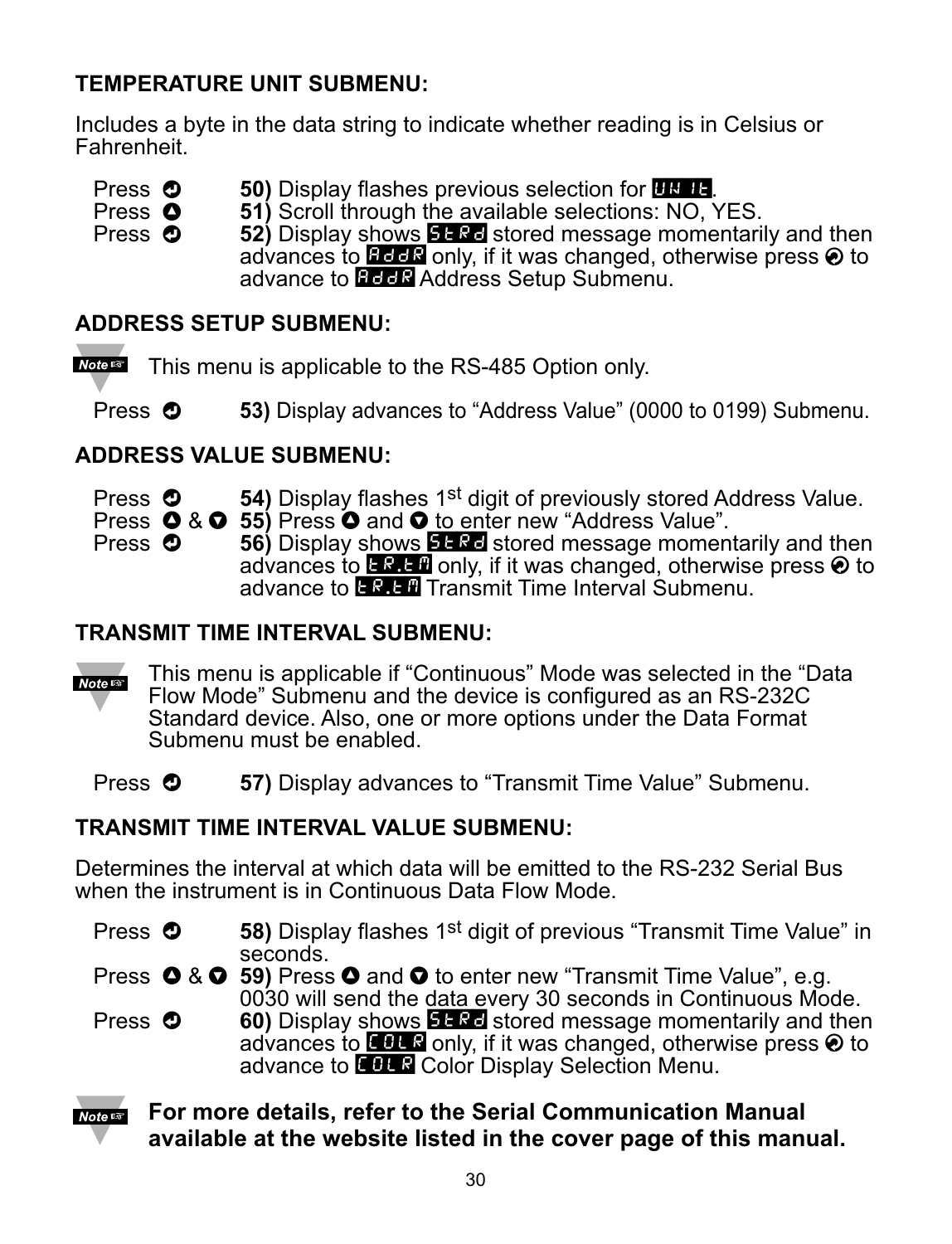## TEMPERATURE UNIT SUBMENU:

Includes a byte in the data string to indicate whether reading is in Celsius or Fahrenheit.

| | |
|---|---|
| Press ⏎ | **50)** Display flashes previous selection for UNIT. |
| Press ▲ | **51)** Scroll through the available selections: NO, YES. |
| Press ⏎ | **52)** Display shows StRd stored message momentarily and then advances to AddR only, if it was changed, otherwise press ⏎ to advance to AddR Address Setup Submenu. |

## ADDRESS SETUP SUBMENU:

**Note** This menu is applicable to the RS-485 Option only.

| | |
|---|---|
| Press ⏎ | **53)** Display advances to "Address Value" (0000 to 0199) Submenu. |

## ADDRESS VALUE SUBMENU:

| | |
|---|---|
| Press ⏎ | **54)** Display flashes 1st digit of previously stored Address Value. |
| Press ▲ & ▼ | **55)** Press ▲ and ▼ to enter new "Address Value". |
| Press ⏎ | **56)** Display shows StRd stored message momentarily and then advances to tR.tM only, if it was changed, otherwise press ⏎ to advance to tR.tM Transmit Time Interval Submenu. |

## TRANSMIT TIME INTERVAL SUBMENU:

**Note** This menu is applicable if "Continuous" Mode was selected in the "Data Flow Mode" Submenu and the device is configured as an RS-232C Standard device. Also, one or more options under the Data Format Submenu must be enabled.

| | |
|---|---|
| Press ⏎ | **57)** Display advances to "Transmit Time Value" Submenu. |

## TRANSMIT TIME INTERVAL VALUE SUBMENU:

Determines the interval at which data will be emitted to the RS-232 Serial Bus when the instrument is in Continuous Data Flow Mode.

| | |
|---|---|
| Press ⏎ | **58)** Display flashes 1st digit of previous "Transmit Time Value" in seconds. |
| Press ▲ & ▼ | **59)** Press ▲ and ▼ to enter new "Transmit Time Value", e.g. 0030 will send the data every 30 seconds in Continuous Mode. |
| Press ⏎ | **60)** Display shows StRd stored message momentarily and then advances to COLR only, if it was changed, otherwise press ⏎ to advance to COLR Color Display Selection Menu. |

**Note** **For more details, refer to the Serial Communication Manual available at the website listed in the cover page of this manual.**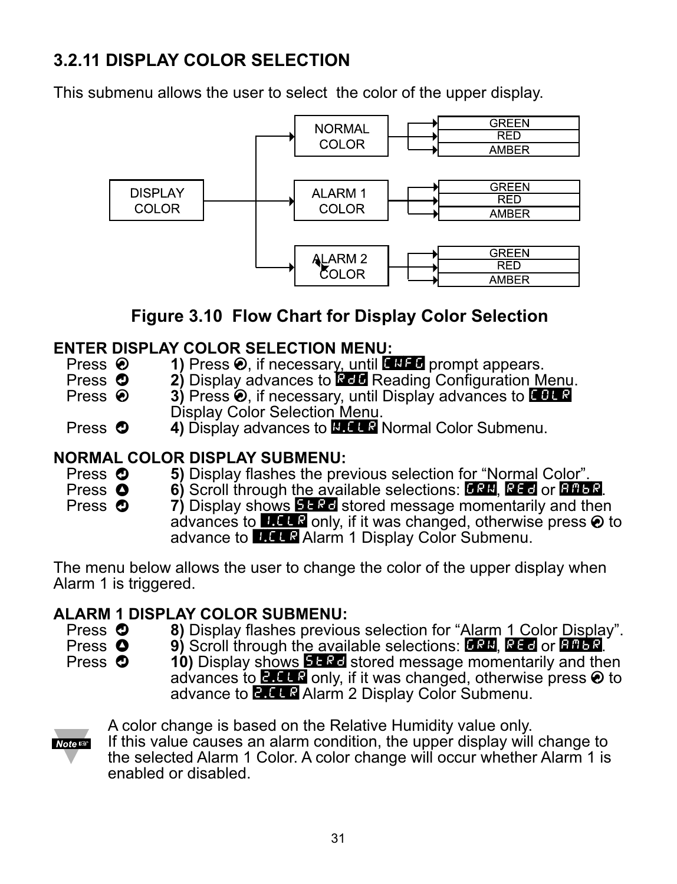### 3.2.11 DISPLAY COLOR SELECTION

This submenu allows the user to select the color of the upper display.

DISPLAY COLOR → NORMAL COLOR → GREEN / RED / AMBER
DISPLAY COLOR → ALARM 1 COLOR → GREEN / RED / AMBER
DISPLAY COLOR → ALARM 2 COLOR → GREEN / RED / AMBER

**Figure 3.10 Flow Chart for Display Color Selection**

**ENTER DISPLAY COLOR SELECTION MENU:**

Press ⊛ **1)** Press ⊛, if necessary, until CNFG prompt appears.
Press ⊙ **2)** Display advances to RdG Reading Configuration Menu.
Press ⊛ **3)** Press ⊛, if necessary, until Display advances to COLR Display Color Selection Menu.
Press ⊙ **4)** Display advances to N.CLR Normal Color Submenu.

**NORMAL COLOR DISPLAY SUBMENU:**

Press ⊙ **5)** Display flashes the previous selection for "Normal Color".
Press ⊚ **6)** Scroll through the available selections: GRN, REd or AMbR.
Press ⊙ **7)** Display shows StRd stored message momentarily and then advances to 1.CLR only, if it was changed, otherwise press ⊛ to advance to 1.CLR Alarm 1 Display Color Submenu.

The menu below allows the user to change the color of the upper display when Alarm 1 is triggered.

**ALARM 1 DISPLAY COLOR SUBMENU:**

Press ⊙ **8)** Display flashes previous selection for "Alarm 1 Color Display".
Press ⊚ **9)** Scroll through the available selections: GRN, REd or AMbR.
Press ⊙ **10)** Display shows StRd stored message momentarily and then advances to 2.CLR only, if it was changed, otherwise press ⊛ to advance to 2.CLR Alarm 2 Display Color Submenu.

**Note:** A color change is based on the Relative Humidity value only. If this value causes an alarm condition, the upper display will change to the selected Alarm 1 Color. A color change will occur whether Alarm 1 is enabled or disabled.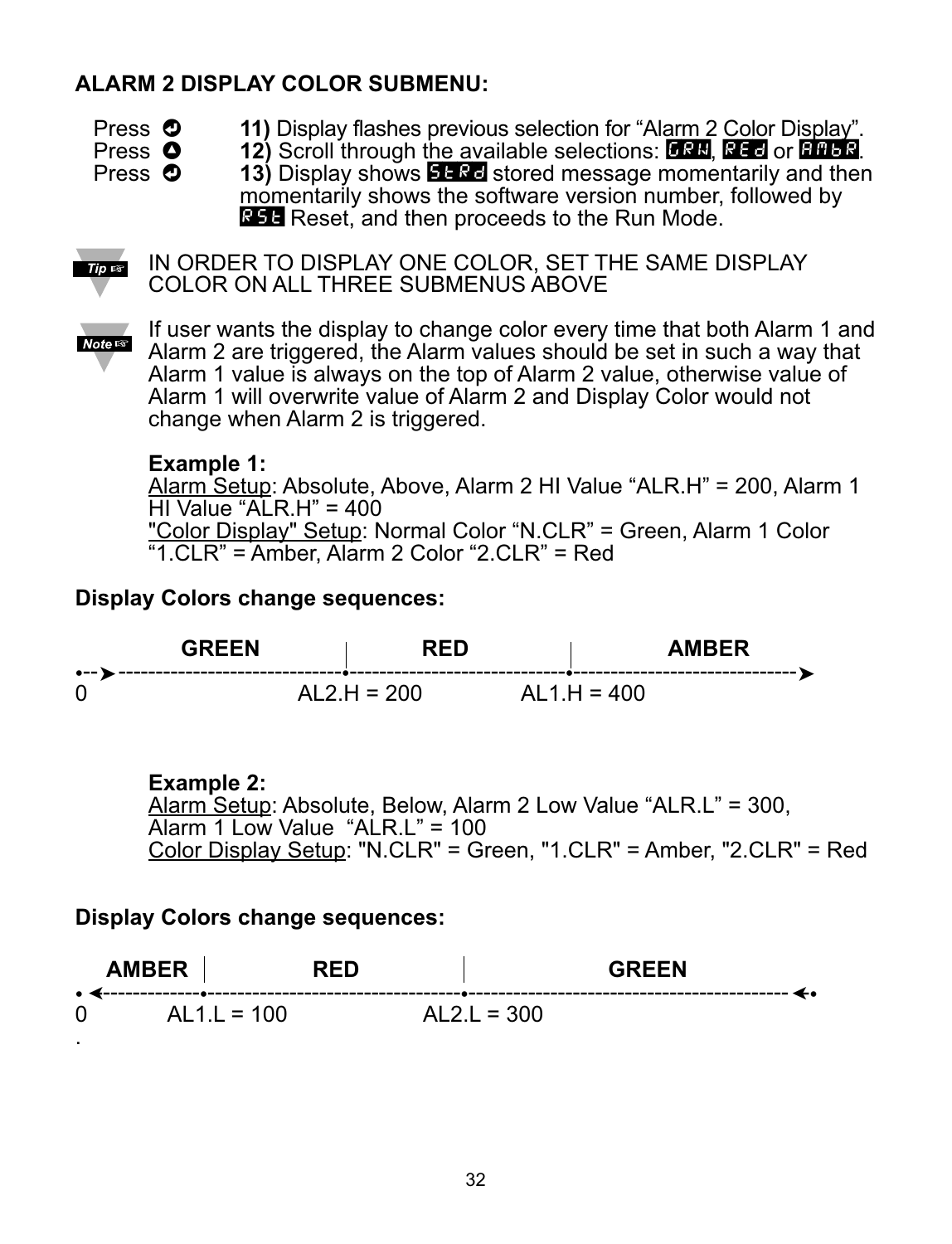## ALARM 2 DISPLAY COLOR SUBMENU:

Press ⏎ **11)** Display flashes previous selection for "Alarm 2 Color Display".

Press ▲ **12)** Scroll through the available selections: GRN, REd or AMbR.

Press ⏎ **13)** Display shows StRd stored message momentarily and then momentarily shows the software version number, followed by RSt Reset, and then proceeds to the Run Mode.

**Tip:** IN ORDER TO DISPLAY ONE COLOR, SET THE SAME DISPLAY COLOR ON ALL THREE SUBMENUS ABOVE

**Note:** If user wants the display to change color every time that both Alarm 1 and Alarm 2 are triggered, the Alarm values should be set in such a way that Alarm 1 value is always on the top of Alarm 2 value, otherwise value of Alarm 1 will overwrite value of Alarm 2 and Display Color would not change when Alarm 2 is triggered.

**Example 1:**
Alarm Setup: Absolute, Above, Alarm 2 HI Value "ALR.H" = 200, Alarm 1 HI Value "ALR.H" = 400
"Color Display" Setup: Normal Color "N.CLR" = Green, Alarm 1 Color "1.CLR" = Amber, Alarm 2 Color "2.CLR" = Red

**Display Colors change sequences:**

```
        GREEN          |        RED          |        AMBER
•-->------------------------•-------------------------•------------------------->
0                     AL2.H = 200           AL1.H = 400
```

**Example 2:**
Alarm Setup: Absolute, Below, Alarm 2 Low Value "ALR.L" = 300, Alarm 1 Low Value "ALR.L" = 100
Color Display Setup: "N.CLR" = Green, "1.CLR" = Amber, "2.CLR" = Red

**Display Colors change sequences:**

```
   AMBER  |         RED          |              GREEN
• <--------•-----------------------•----------------------------------- <•
0      AL1.L = 100            AL2.L = 300
```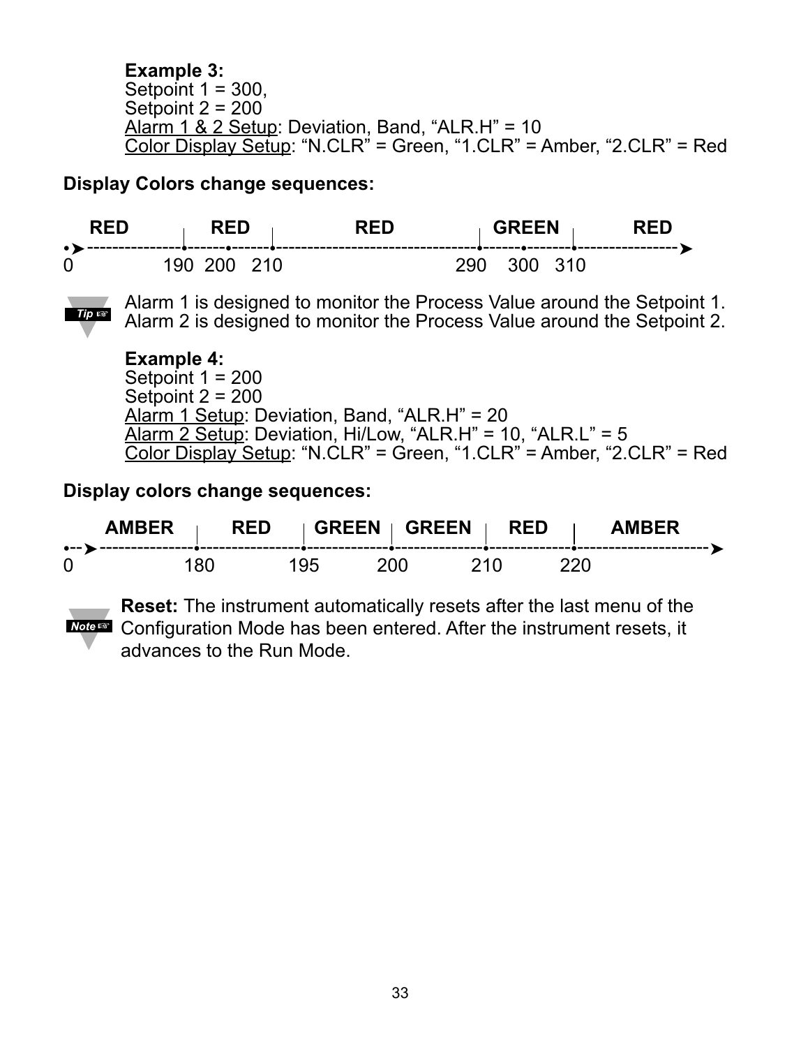**Example 3:**
Setpoint 1 = 300,
Setpoint 2 = 200
Alarm 1 & 2 Setup: Deviation, Band, "ALR.H" = 10
Color Display Setup: "N.CLR" = Green, "1.CLR" = Amber, "2.CLR" = Red

**Display Colors change sequences:**

```
   RED        RED         RED          GREEN        RED
•➤---------------•------•------•-------------------------------•------•-------•----------------➤
0            190  200   210                        290    300  310
```

*Tip:* Alarm 1 is designed to monitor the Process Value around the Setpoint 1. Alarm 2 is designed to monitor the Process Value around the Setpoint 2.

**Example 4:**
Setpoint 1 = 200
Setpoint 2 = 200
Alarm 1 Setup: Deviation, Band, "ALR.H" = 20
Alarm 2 Setup: Deviation, Hi/Low, "ALR.H" = 10, "ALR.L" = 5
Color Display Setup: "N.CLR" = Green, "1.CLR" = Amber, "2.CLR" = Red

**Display colors change sequences:**

```
    AMBER       RED      GREEN   GREEN     RED        AMBER
•--➤--------------•----------------•-------------•--------------•-------------•---------------------➤
0              180           195          200           210          220
```

*Note:* **Reset:** The instrument automatically resets after the last menu of the Configuration Mode has been entered. After the instrument resets, it advances to the Run Mode.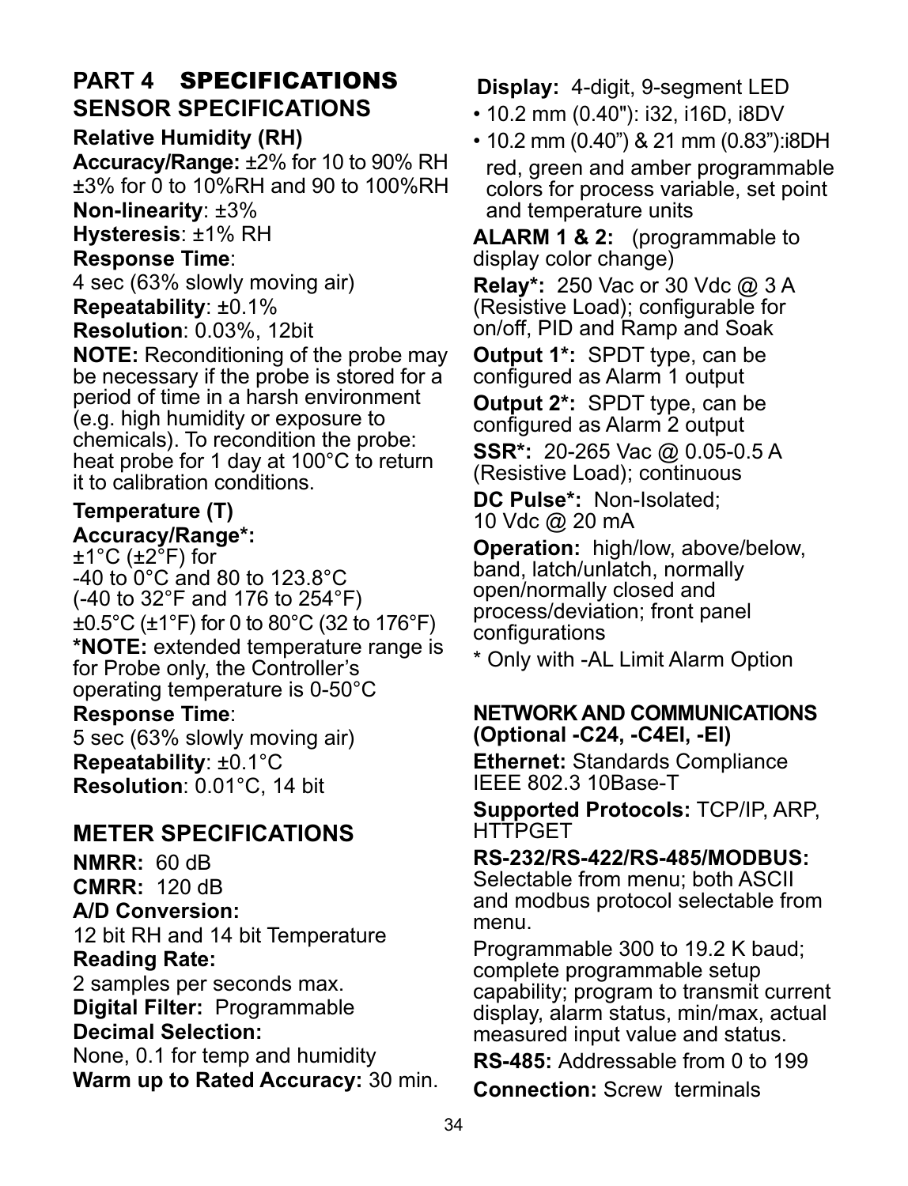# PART 4 SPECIFICATIONS

## SENSOR SPECIFICATIONS

### Relative Humidity (RH)

**Accuracy/Range:** ±2% for 10 to 90% RH ±3% for 0 to 10%RH and 90 to 100%RH

**Non-linearity**: ±3%

**Hysteresis**: ±1% RH

**Response Time**:
4 sec (63% slowly moving air)

**Repeatability**: ±0.1%

**Resolution**: 0.03%, 12bit

**NOTE:** Reconditioning of the probe may be necessary if the probe is stored for a period of time in a harsh environment (e.g. high humidity or exposure to chemicals). To recondition the probe: heat probe for 1 day at 100°C to return it to calibration conditions.

### Temperature (T)

**Accuracy/Range*:**
±1°C (±2°F) for
-40 to 0°C and 80 to 123.8°C
(-40 to 32°F and 176 to 254°F)
±0.5°C (±1°F) for 0 to 80°C (32 to 176°F)

***NOTE:** extended temperature range is for Probe only, the Controller's operating temperature is 0-50°C

**Response Time**:
5 sec (63% slowly moving air)

**Repeatability**: ±0.1°C

**Resolution**: 0.01°C, 14 bit

## METER SPECIFICATIONS

**NMRR:** 60 dB

**CMRR:** 120 dB

**A/D Conversion:**
12 bit RH and 14 bit Temperature

**Reading Rate:**
2 samples per seconds max.

**Digital Filter:** Programmable

**Decimal Selection:**
None, 0.1 for temp and humidity

**Warm up to Rated Accuracy:** 30 min.

**Display:** 4-digit, 9-segment LED

- 10.2 mm (0.40"): i32, i16D, i8DV
- 10.2 mm (0.40") & 21 mm (0.83"):i8DH
  red, green and amber programmable colors for process variable, set point and temperature units

**ALARM 1 & 2:** (programmable to display color change)

**Relay*:** 250 Vac or 30 Vdc @ 3 A (Resistive Load); configurable for on/off, PID and Ramp and Soak

**Output 1*:** SPDT type, can be configured as Alarm 1 output

**Output 2*:** SPDT type, can be configured as Alarm 2 output

**SSR*:** 20-265 Vac @ 0.05-0.5 A (Resistive Load); continuous

**DC Pulse*:** Non-Isolated;
10 Vdc @ 20 mA

**Operation:** high/low, above/below, band, latch/unlatch, normally open/normally closed and process/deviation; front panel configurations

* Only with -AL Limit Alarm Option

## NETWORK AND COMMUNICATIONS (Optional -C24, -C4EI, -EI)

**Ethernet:** Standards Compliance IEEE 802.3 10Base-T

**Supported Protocols:** TCP/IP, ARP, HTTPGET

**RS-232/RS-422/RS-485/MODBUS:**
Selectable from menu; both ASCII and modbus protocol selectable from menu.

Programmable 300 to 19.2 K baud; complete programmable setup capability; program to transmit current display, alarm status, min/max, actual measured input value and status.

**RS-485:** Addressable from 0 to 199

**Connection:** Screw terminals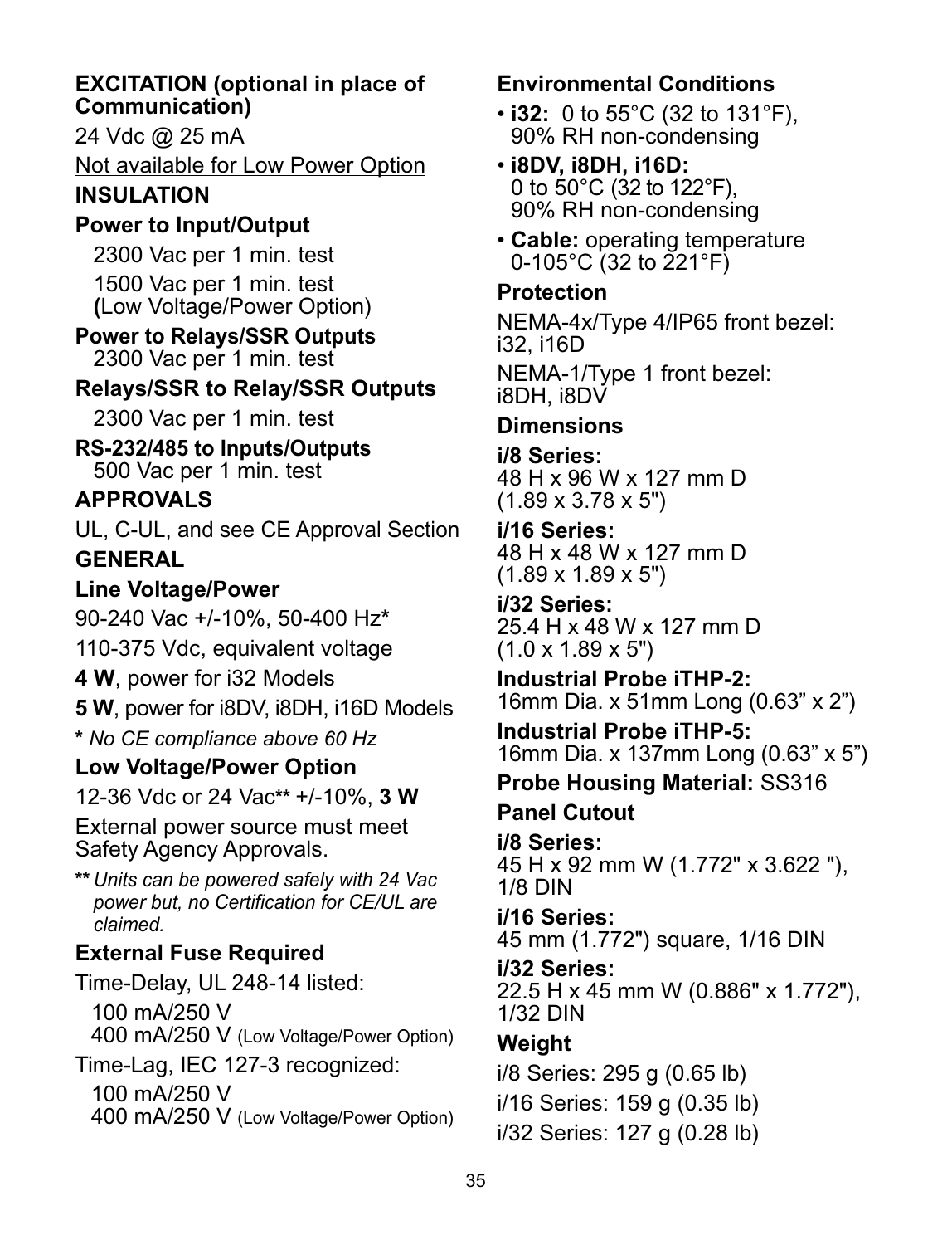**EXCITATION (optional in place of Communication)**

24 Vdc @ 25 mA

Not available for Low Power Option

**INSULATION**

**Power to Input/Output**

2300 Vac per 1 min. test

1500 Vac per 1 min. test
**(**Low Voltage/Power Option)

**Power to Relays/SSR Outputs**
2300 Vac per 1 min. test

**Relays/SSR to Relay/SSR Outputs**

2300 Vac per 1 min. test

**RS-232/485 to Inputs/Outputs**
500 Vac per 1 min. test

**APPROVALS**

UL, C-UL, and see CE Approval Section

**GENERAL**

**Line Voltage/Power**

90-240 Vac +/-10%, 50-400 Hz*

110-375 Vdc, equivalent voltage

**4 W**, power for i32 Models

**5 W**, power for i8DV, i8DH, i16D Models

*\* No CE compliance above 60 Hz*

**Low Voltage/Power Option**

12-36 Vdc or 24 Vac** +/-10%, **3 W**

External power source must meet Safety Agency Approvals.

*\*\* Units can be powered safely with 24 Vac power but, no Certification for CE/UL are claimed.*

**External Fuse Required**

Time-Delay, UL 248-14 listed:

100 mA/250 V
400 mA/250 V (Low Voltage/Power Option)

Time-Lag, IEC 127-3 recognized:

100 mA/250 V
400 mA/250 V (Low Voltage/Power Option)

**Environmental Conditions**

- **i32:** 0 to 55°C (32 to 131°F), 90% RH non-condensing
- **i8DV, i8DH, i16D:** 0 to 50°C (32 to 122°F), 90% RH non-condensing
- **Cable:** operating temperature 0-105°C (32 to 221°F)

**Protection**

NEMA-4x/Type 4/IP65 front bezel: i32, i16D

NEMA-1/Type 1 front bezel: i8DH, i8DV

**Dimensions**

**i/8 Series:**
48 H x 96 W x 127 mm D (1.89 x 3.78 x 5")

**i/16 Series:**
48 H x 48 W x 127 mm D (1.89 x 1.89 x 5")

**i/32 Series:**
25.4 H x 48 W x 127 mm D (1.0 x 1.89 x 5")

**Industrial Probe iTHP-2:**
16mm Dia. x 51mm Long (0.63" x 2")

**Industrial Probe iTHP-5:**
16mm Dia. x 137mm Long (0.63" x 5")

**Probe Housing Material:** SS316

**Panel Cutout**

**i/8 Series:**
45 H x 92 mm W (1.772" x 3.622 "), 1/8 DIN

**i/16 Series:**
45 mm (1.772") square, 1/16 DIN

**i/32 Series:**
22.5 H x 45 mm W (0.886" x 1.772"), 1/32 DIN

**Weight**

i/8 Series: 295 g (0.65 lb)

i/16 Series: 159 g (0.35 lb)

i/32 Series: 127 g (0.28 lb)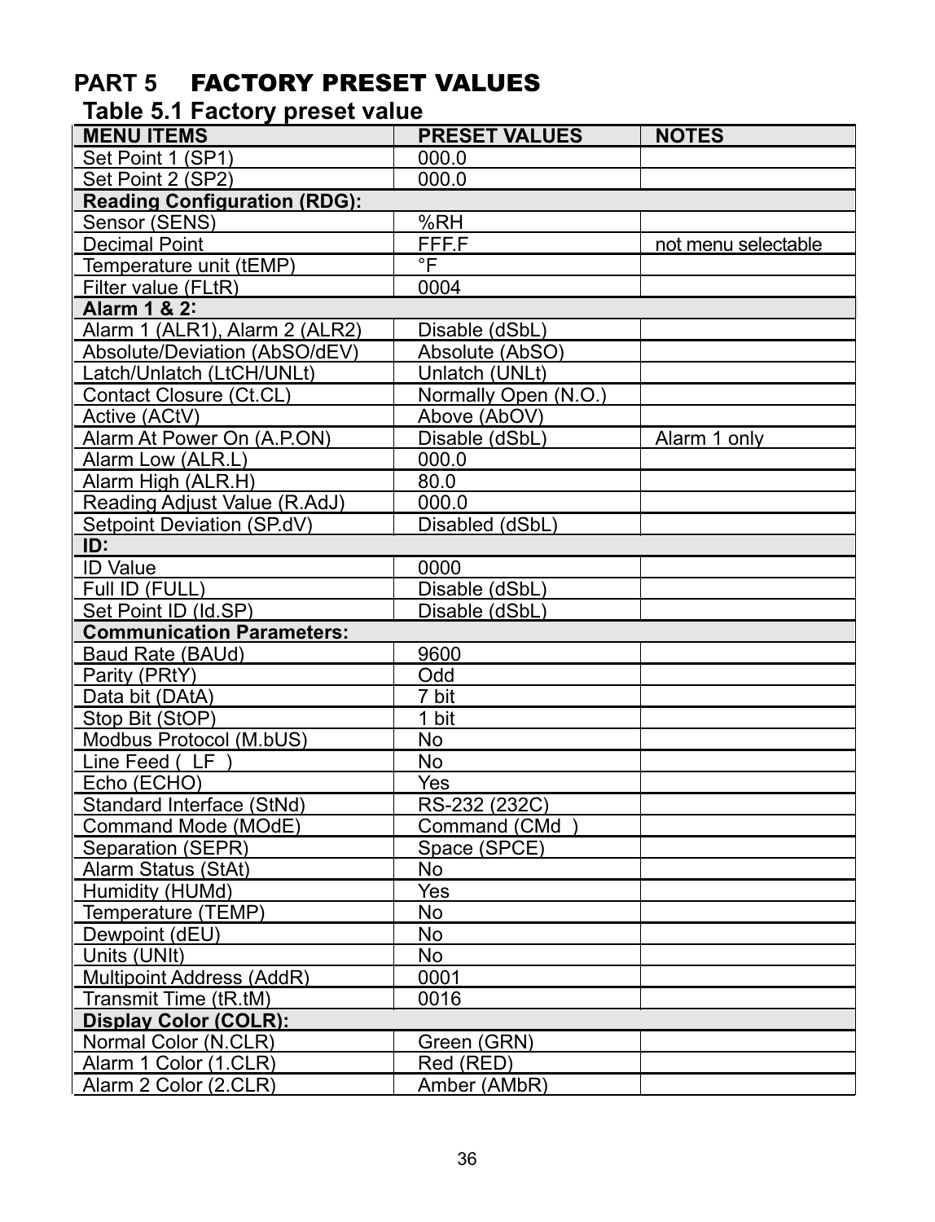# PART 5 FACTORY PRESET VALUES

## Table 5.1 Factory preset value

| MENU ITEMS | PRESET VALUES | NOTES |
|---|---|---|
| Set Point 1 (SP1) | 000.0 | |
| Set Point 2 (SP2) | 000.0 | |
| **Reading Configuration (RDG):** | | |
| Sensor (SENS) | %RH | |
| Decimal Point | FFF.F | not menu selectable |
| Temperature unit (tEMP) | °F | |
| Filter value (FLtR) | 0004 | |
| **Alarm 1 & 2:** | | |
| Alarm 1 (ALR1), Alarm 2 (ALR2) | Disable (dSbL) | |
| Absolute/Deviation (AbSO/dEV) | Absolute (AbSO) | |
| Latch/Unlatch (LtCH/UNLt) | Unlatch (UNLt) | |
| Contact Closure (Ct.CL) | Normally Open (N.O.) | |
| Active (ACtV) | Above (AbOV) | |
| Alarm At Power On (A.P.ON) | Disable (dSbL) | Alarm 1 only |
| Alarm Low (ALR.L) | 000.0 | |
| Alarm High (ALR.H) | 80.0 | |
| Reading Adjust Value (R.AdJ) | 000.0 | |
| Setpoint Deviation (SP.dV) | Disabled (dSbL) | |
| **ID:** | | |
| ID Value | 0000 | |
| Full ID (FULL) | Disable (dSbL) | |
| Set Point ID (Id.SP) | Disable (dSbL) | |
| **Communication Parameters:** | | |
| Baud Rate (BAUd) | 9600 | |
| Parity (PRtY) | Odd | |
| Data bit (DAtA) | 7 bit | |
| Stop Bit (StOP) | 1 bit | |
| Modbus Protocol (M.bUS) | No | |
| Line Feed ( LF ) | No | |
| Echo (ECHO) | Yes | |
| Standard Interface (StNd) | RS-232 (232C) | |
| Command Mode (MOdE) | Command (CMd ) | |
| Separation (SEPR) | Space (SPCE) | |
| Alarm Status (StAt) | No | |
| Humidity (HUMd) | Yes | |
| Temperature (TEMP) | No | |
| Dewpoint (dEU) | No | |
| Units (UNIt) | No | |
| Multipoint Address (AddR) | 0001 | |
| Transmit Time (tR.tM) | 0016 | |
| **Display Color (COLR):** | | |
| Normal Color (N.CLR) | Green (GRN) | |
| Alarm 1 Color (1.CLR) | Red (RED) | |
| Alarm 2 Color (2.CLR) | Amber (AMbR) | |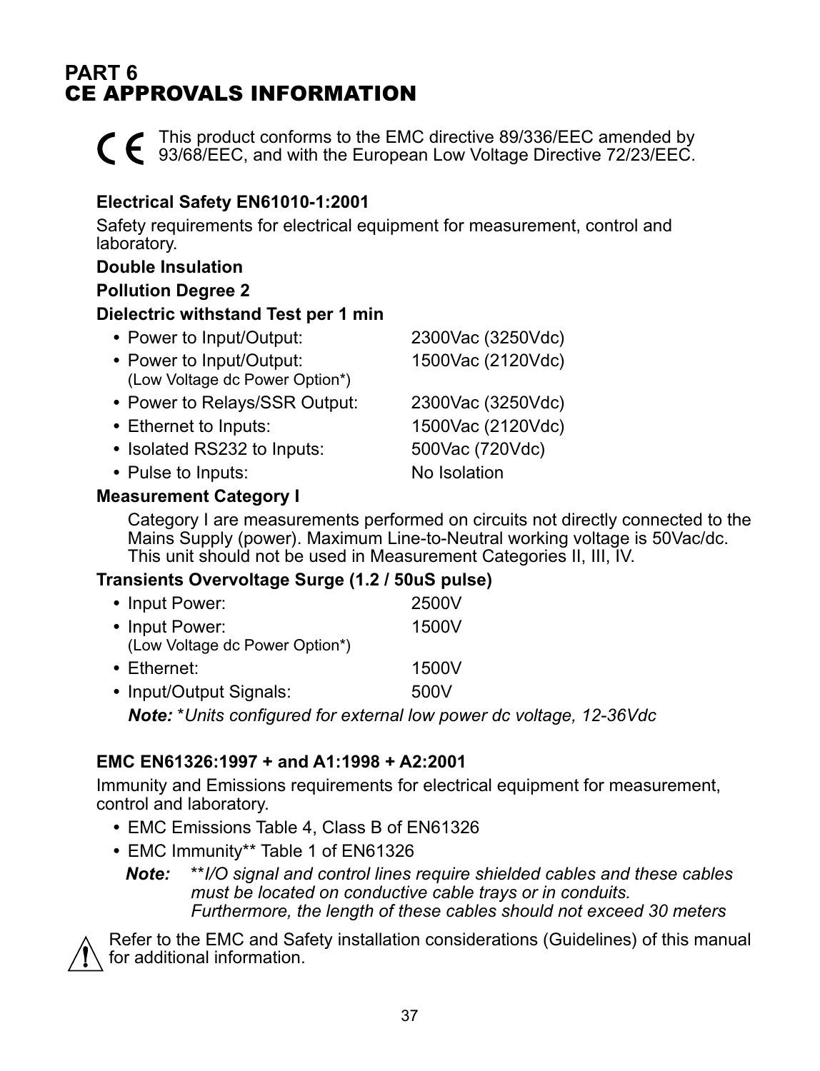# PART 6
# CE APPROVALS INFORMATION

CE This product conforms to the EMC directive 89/336/EEC amended by 93/68/EEC, and with the European Low Voltage Directive 72/23/EEC.

**Electrical Safety EN61010-1:2001**

Safety requirements for electrical equipment for measurement, control and laboratory.

**Double Insulation**

**Pollution Degree 2**

**Dielectric withstand Test per 1 min**

- Power to Input/Output: 2300Vac (3250Vdc)
- Power to Input/Output: 1500Vac (2120Vdc)
  (Low Voltage dc Power Option*)
- Power to Relays/SSR Output: 2300Vac (3250Vdc)
- Ethernet to Inputs: 1500Vac (2120Vdc)
- Isolated RS232 to Inputs: 500Vac (720Vdc)
- Pulse to Inputs: No Isolation

**Measurement Category I**

Category I are measurements performed on circuits not directly connected to the Mains Supply (power). Maximum Line-to-Neutral working voltage is 50Vac/dc. This unit should not be used in Measurement Categories II, III, IV.

**Transients Overvoltage Surge (1.2 / 50uS pulse)**

- Input Power: 2500V
- Input Power: 1500V
  (Low Voltage dc Power Option*)
- Ethernet: 1500V
- Input/Output Signals: 500V

***Note:*** **Units configured for external low power dc voltage, 12-36Vdc*

**EMC EN61326:1997 + and A1:1998 + A2:2001**

Immunity and Emissions requirements for electrical equipment for measurement, control and laboratory.

- EMC Emissions Table 4, Class B of EN61326
- EMC Immunity** Table 1 of EN61326

***Note:*** ***I/O signal and control lines require shielded cables and these cables must be located on conductive cable trays or in conduits. Furthermore, the length of these cables should not exceed 30 meters*

Refer to the EMC and Safety installation considerations (Guidelines) of this manual for additional information.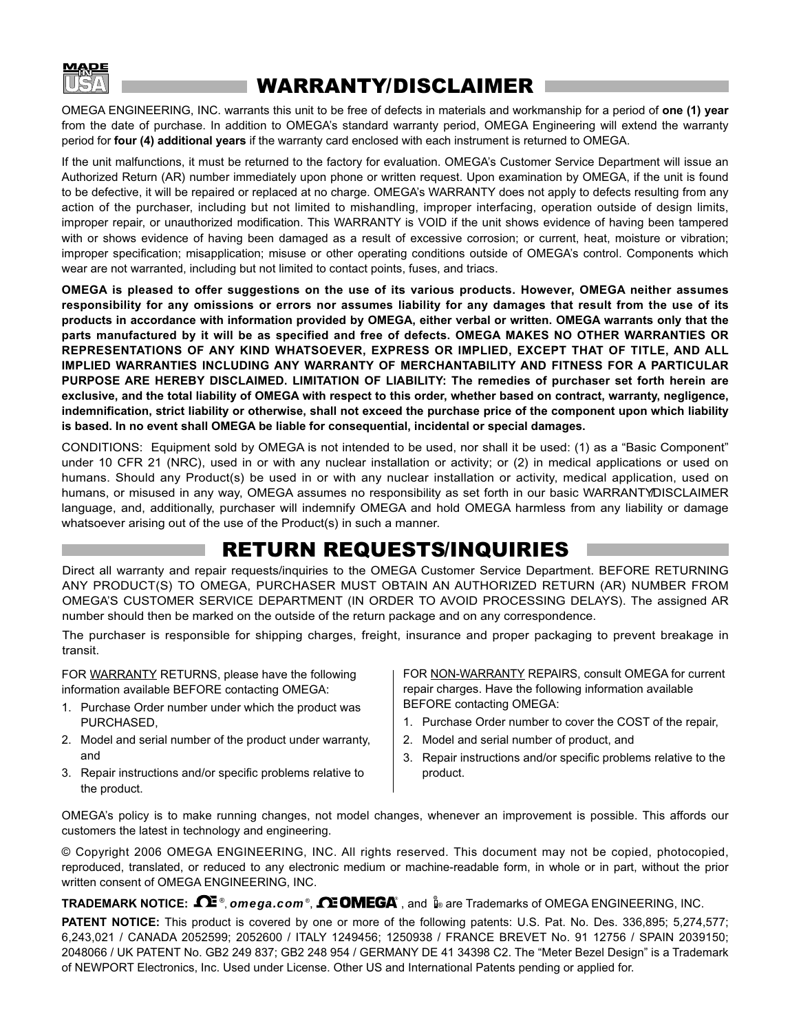MADE IN USA

# WARRANTY/DISCLAIMER

OMEGA ENGINEERING, INC. warrants this unit to be free of defects in materials and workmanship for a period of **one (1) year** from the date of purchase. In addition to OMEGA's standard warranty period, OMEGA Engineering will extend the warranty period for **four (4) additional years** if the warranty card enclosed with each instrument is returned to OMEGA.

If the unit malfunctions, it must be returned to the factory for evaluation. OMEGA's Customer Service Department will issue an Authorized Return (AR) number immediately upon phone or written request. Upon examination by OMEGA, if the unit is found to be defective, it will be repaired or replaced at no charge. OMEGA's WARRANTY does not apply to defects resulting from any action of the purchaser, including but not limited to mishandling, improper interfacing, operation outside of design limits, improper repair, or unauthorized modification. This WARRANTY is VOID if the unit shows evidence of having been tampered with or shows evidence of having been damaged as a result of excessive corrosion; or current, heat, moisture or vibration; improper specification; misapplication; misuse or other operating conditions outside of OMEGA's control. Components which wear are not warranted, including but not limited to contact points, fuses, and triacs.

**OMEGA is pleased to offer suggestions on the use of its various products. However, OMEGA neither assumes responsibility for any omissions or errors nor assumes liability for any damages that result from the use of its products in accordance with information provided by OMEGA, either verbal or written. OMEGA warrants only that the parts manufactured by it will be as specified and free of defects. OMEGA MAKES NO OTHER WARRANTIES OR REPRESENTATIONS OF ANY KIND WHATSOEVER, EXPRESS OR IMPLIED, EXCEPT THAT OF TITLE, AND ALL IMPLIED WARRANTIES INCLUDING ANY WARRANTY OF MERCHANTABILITY AND FITNESS FOR A PARTICULAR PURPOSE ARE HEREBY DISCLAIMED. LIMITATION OF LIABILITY: The remedies of purchaser set forth herein are exclusive, and the total liability of OMEGA with respect to this order, whether based on contract, warranty, negligence, indemnification, strict liability or otherwise, shall not exceed the purchase price of the component upon which liability is based. In no event shall OMEGA be liable for consequential, incidental or special damages.**

CONDITIONS: Equipment sold by OMEGA is not intended to be used, nor shall it be used: (1) as a "Basic Component" under 10 CFR 21 (NRC), used in or with any nuclear installation or activity; or (2) in medical applications or used on humans. Should any Product(s) be used in or with any nuclear installation or activity, medical application, used on humans, or misused in any way, OMEGA assumes no responsibility as set forth in our basic WARRANTY/DISCLAIMER language, and, additionally, purchaser will indemnify OMEGA and hold OMEGA harmless from any liability or damage whatsoever arising out of the use of the Product(s) in such a manner.

# RETURN REQUESTS/INQUIRIES

Direct all warranty and repair requests/inquiries to the OMEGA Customer Service Department. BEFORE RETURNING ANY PRODUCT(S) TO OMEGA, PURCHASER MUST OBTAIN AN AUTHORIZED RETURN (AR) NUMBER FROM OMEGA'S CUSTOMER SERVICE DEPARTMENT (IN ORDER TO AVOID PROCESSING DELAYS). The assigned AR number should then be marked on the outside of the return package and on any correspondence.

The purchaser is responsible for shipping charges, freight, insurance and proper packaging to prevent breakage in transit.

FOR WARRANTY RETURNS, please have the following information available BEFORE contacting OMEGA:

1. Purchase Order number under which the product was PURCHASED,
2. Model and serial number of the product under warranty, and
3. Repair instructions and/or specific problems relative to the product.

FOR NON-WARRANTY REPAIRS, consult OMEGA for current repair charges. Have the following information available BEFORE contacting OMEGA:

1. Purchase Order number to cover the COST of the repair,
2. Model and serial number of product, and
3. Repair instructions and/or specific problems relative to the product.

OMEGA's policy is to make running changes, not model changes, whenever an improvement is possible. This affords our customers the latest in technology and engineering.

© Copyright 2006 OMEGA ENGINEERING, INC. All rights reserved. This document may not be copied, photocopied, reproduced, translated, or reduced to any electronic medium or machine-readable form, in whole or in part, without the prior written consent of OMEGA ENGINEERING, INC.

**TRADEMARK NOTICE:** ®, *omega.com*®, OMEGA®, and ® are Trademarks of OMEGA ENGINEERING, INC.

**PATENT NOTICE:** This product is covered by one or more of the following patents: U.S. Pat. No. Des. 336,895; 5,274,577; 6,243,021 / CANADA 2052599; 2052600 / ITALY 1249456; 1250938 / FRANCE BREVET No. 91 12756 / SPAIN 2039150; 2048066 / UK PATENT No. GB2 249 837; GB2 248 954 / GERMANY DE 41 34398 C2. The "Meter Bezel Design" is a Trademark of NEWPORT Electronics, Inc. Used under License. Other US and International Patents pending or applied for.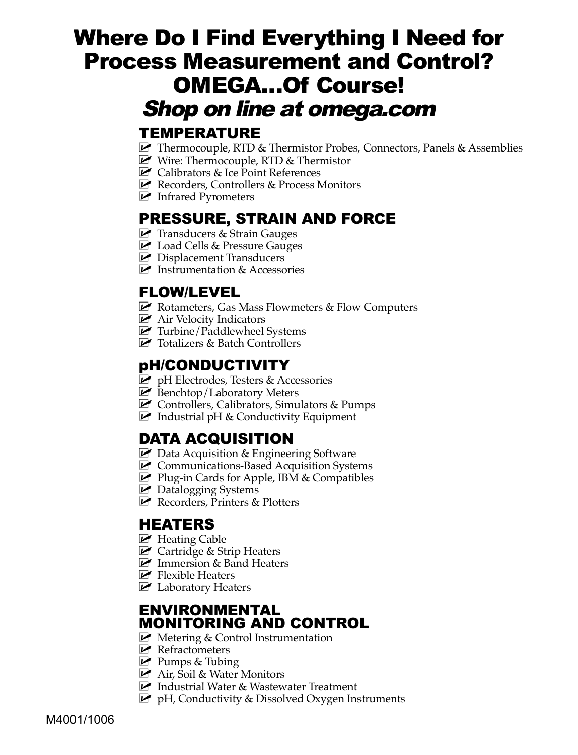# Where Do I Find Everything I Need for Process Measurement and Control? OMEGA…Of Course!

## *Shop on line at omega.com*

### TEMPERATURE

- ☑ Thermocouple, RTD & Thermistor Probes, Connectors, Panels & Assemblies
- ☑ Wire: Thermocouple, RTD & Thermistor
- ☑ Calibrators & Ice Point References
- ☑ Recorders, Controllers & Process Monitors
- ☑ Infrared Pyrometers

### PRESSURE, STRAIN AND FORCE

- ☑ Transducers & Strain Gauges
- ☑ Load Cells & Pressure Gauges
- ☑ Displacement Transducers
- ☑ Instrumentation & Accessories

### FLOW/LEVEL

- ☑ Rotameters, Gas Mass Flowmeters & Flow Computers
- ☑ Air Velocity Indicators
- ☑ Turbine/Paddlewheel Systems
- ☑ Totalizers & Batch Controllers

### pH/CONDUCTIVITY

- ☑ pH Electrodes, Testers & Accessories
- ☑ Benchtop/Laboratory Meters
- ☑ Controllers, Calibrators, Simulators & Pumps
- ☑ Industrial pH & Conductivity Equipment

### DATA ACQUISITION

- ☑ Data Acquisition & Engineering Software
- ☑ Communications-Based Acquisition Systems
- ☑ Plug-in Cards for Apple, IBM & Compatibles
- ☑ Datalogging Systems
- ☑ Recorders, Printers & Plotters

### HEATERS

- ☑ Heating Cable
- ☑ Cartridge & Strip Heaters
- ☑ Immersion & Band Heaters
- ☑ Flexible Heaters
- ☑ Laboratory Heaters

### ENVIRONMENTAL MONITORING AND CONTROL

- ☑ Metering & Control Instrumentation
- ☑ Refractometers
- ☑ Pumps & Tubing
- ☑ Air, Soil & Water Monitors
- ☑ Industrial Water & Wastewater Treatment
- ☑ pH, Conductivity & Dissolved Oxygen Instruments

M4001/1006